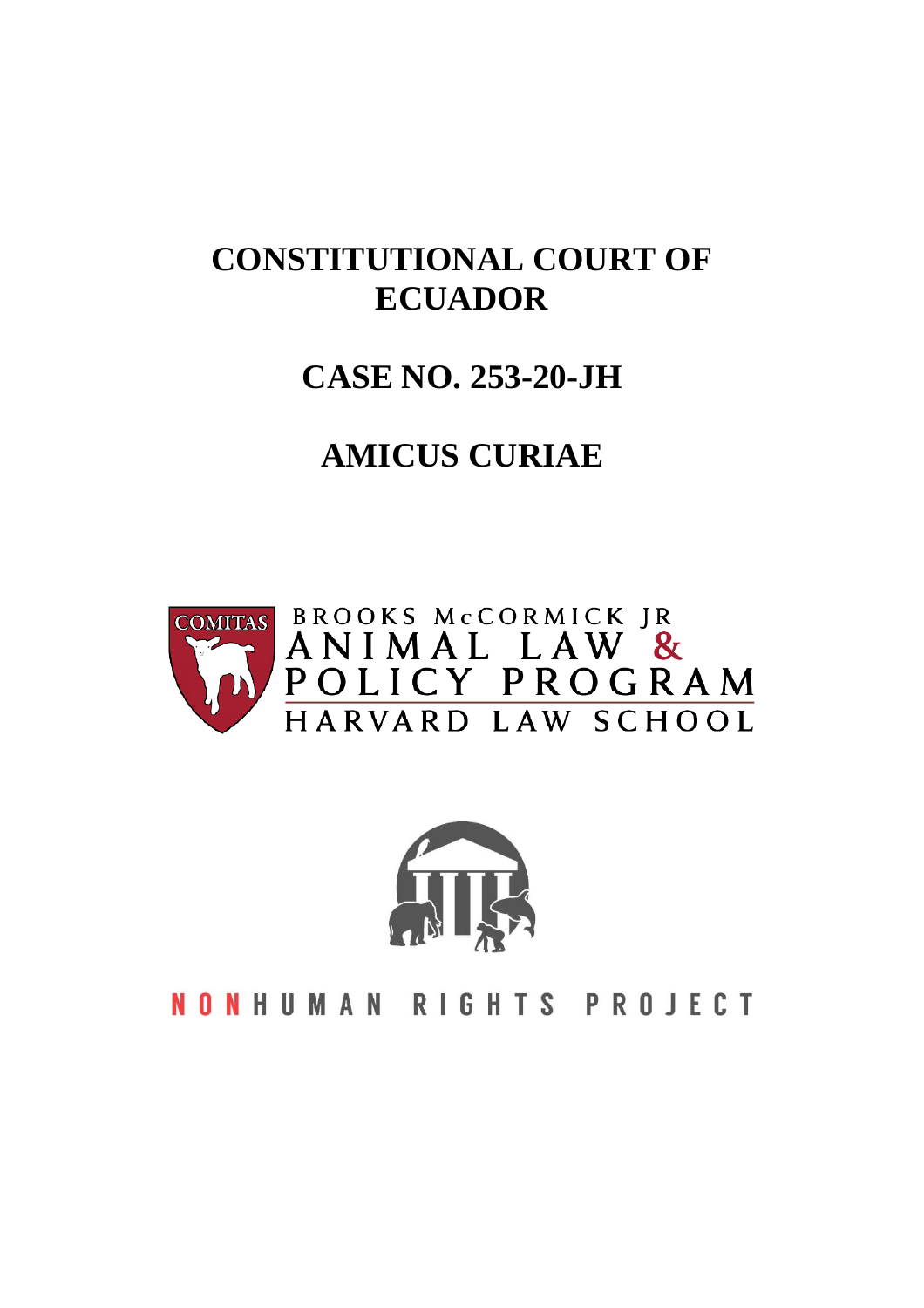# CONSTITUTIONAL COURT OF ECUADOR

# CASE NO. 253-20-JH

# AMICUS CURIAE

COMITAS

BROOKS McCORMICK JR
ANIMAL LAW & POLICY PROGRAM
HARVARD LAW SCHOOL

NONHUMAN RIGHTS PROJECT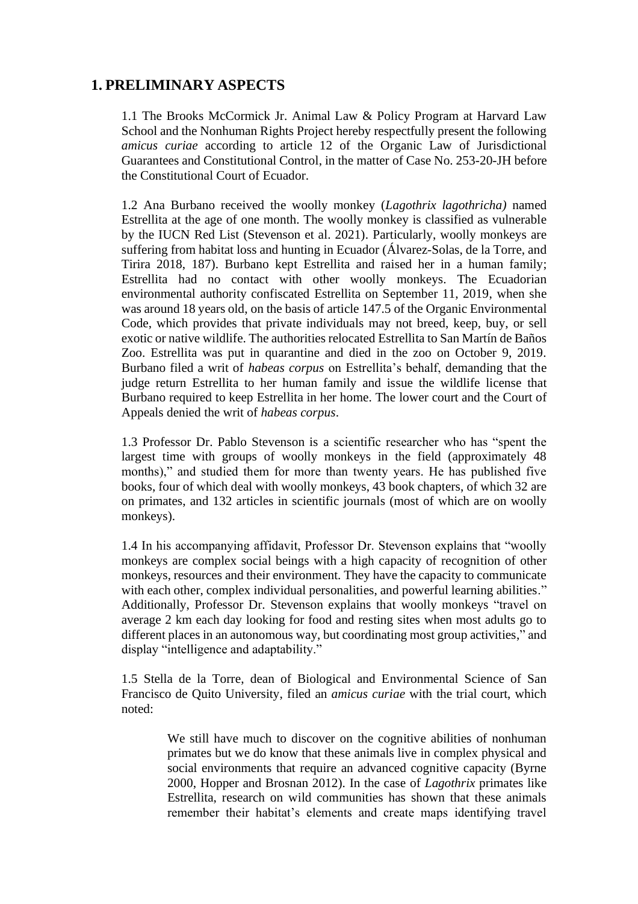## 1. PRELIMINARY ASPECTS

1.1 The Brooks McCormick Jr. Animal Law & Policy Program at Harvard Law School and the Nonhuman Rights Project hereby respectfully present the following *amicus curiae* according to article 12 of the Organic Law of Jurisdictional Guarantees and Constitutional Control, in the matter of Case No. 253-20-JH before the Constitutional Court of Ecuador.

1.2 Ana Burbano received the woolly monkey (*Lagothrix lagothricha)* named Estrellita at the age of one month. The woolly monkey is classified as vulnerable by the IUCN Red List (Stevenson et al. 2021). Particularly, woolly monkeys are suffering from habitat loss and hunting in Ecuador (Álvarez-Solas, de la Torre, and Tirira 2018, 187). Burbano kept Estrellita and raised her in a human family; Estrellita had no contact with other woolly monkeys. The Ecuadorian environmental authority confiscated Estrellita on September 11, 2019, when she was around 18 years old, on the basis of article 147.5 of the Organic Environmental Code, which provides that private individuals may not breed, keep, buy, or sell exotic or native wildlife. The authorities relocated Estrellita to San Martín de Baños Zoo. Estrellita was put in quarantine and died in the zoo on October 9, 2019. Burbano filed a writ of *habeas corpus* on Estrellita's behalf, demanding that the judge return Estrellita to her human family and issue the wildlife license that Burbano required to keep Estrellita in her home. The lower court and the Court of Appeals denied the writ of *habeas corpus*.

1.3 Professor Dr. Pablo Stevenson is a scientific researcher who has "spent the largest time with groups of woolly monkeys in the field (approximately 48 months)," and studied them for more than twenty years. He has published five books, four of which deal with woolly monkeys, 43 book chapters, of which 32 are on primates, and 132 articles in scientific journals (most of which are on woolly monkeys).

1.4 In his accompanying affidavit, Professor Dr. Stevenson explains that "woolly monkeys are complex social beings with a high capacity of recognition of other monkeys, resources and their environment. They have the capacity to communicate with each other, complex individual personalities, and powerful learning abilities." Additionally, Professor Dr. Stevenson explains that woolly monkeys "travel on average 2 km each day looking for food and resting sites when most adults go to different places in an autonomous way, but coordinating most group activities," and display "intelligence and adaptability."

1.5 Stella de la Torre, dean of Biological and Environmental Science of San Francisco de Quito University, filed an *amicus curiae* with the trial court, which noted:

> We still have much to discover on the cognitive abilities of nonhuman primates but we do know that these animals live in complex physical and social environments that require an advanced cognitive capacity (Byrne 2000, Hopper and Brosnan 2012). In the case of *Lagothrix* primates like Estrellita, research on wild communities has shown that these animals remember their habitat's elements and create maps identifying travel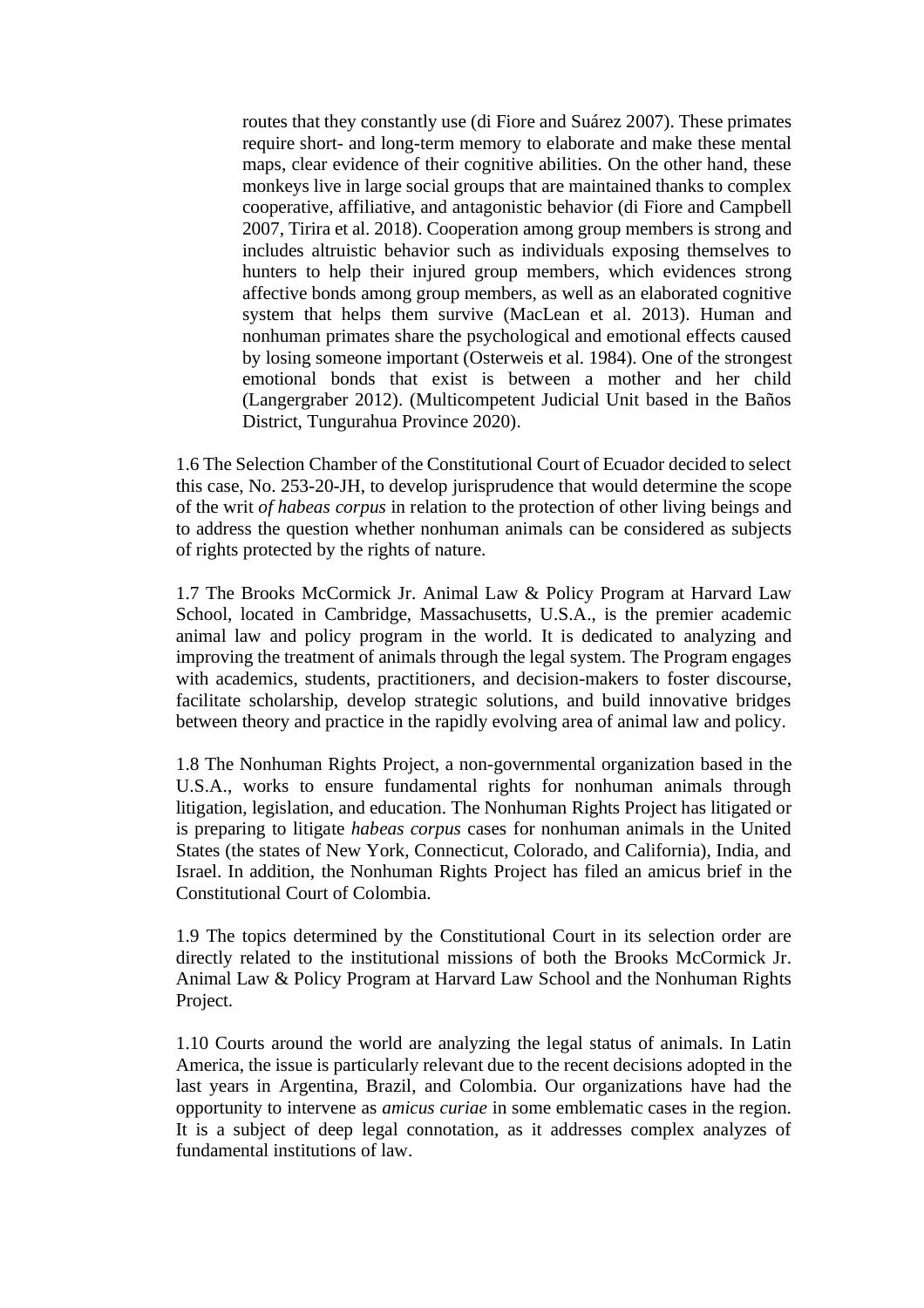> routes that they constantly use (di Fiore and Suárez 2007). These primates require short- and long-term memory to elaborate and make these mental maps, clear evidence of their cognitive abilities. On the other hand, these monkeys live in large social groups that are maintained thanks to complex cooperative, affiliative, and antagonistic behavior (di Fiore and Campbell 2007, Tirira et al. 2018). Cooperation among group members is strong and includes altruistic behavior such as individuals exposing themselves to hunters to help their injured group members, which evidences strong affective bonds among group members, as well as an elaborated cognitive system that helps them survive (MacLean et al. 2013). Human and nonhuman primates share the psychological and emotional effects caused by losing someone important (Osterweis et al. 1984). One of the strongest emotional bonds that exist is between a mother and her child (Langergraber 2012). (Multicompetent Judicial Unit based in the Baños District, Tungurahua Province 2020).

1.6 The Selection Chamber of the Constitutional Court of Ecuador decided to select this case, No. 253-20-JH, to develop jurisprudence that would determine the scope of the writ *of habeas corpus* in relation to the protection of other living beings and to address the question whether nonhuman animals can be considered as subjects of rights protected by the rights of nature.

1.7 The Brooks McCormick Jr. Animal Law & Policy Program at Harvard Law School, located in Cambridge, Massachusetts, U.S.A., is the premier academic animal law and policy program in the world. It is dedicated to analyzing and improving the treatment of animals through the legal system. The Program engages with academics, students, practitioners, and decision-makers to foster discourse, facilitate scholarship, develop strategic solutions, and build innovative bridges between theory and practice in the rapidly evolving area of animal law and policy.

1.8 The Nonhuman Rights Project, a non-governmental organization based in the U.S.A., works to ensure fundamental rights for nonhuman animals through litigation, legislation, and education. The Nonhuman Rights Project has litigated or is preparing to litigate *habeas corpus* cases for nonhuman animals in the United States (the states of New York, Connecticut, Colorado, and California), India, and Israel. In addition, the Nonhuman Rights Project has filed an amicus brief in the Constitutional Court of Colombia.

1.9 The topics determined by the Constitutional Court in its selection order are directly related to the institutional missions of both the Brooks McCormick Jr. Animal Law & Policy Program at Harvard Law School and the Nonhuman Rights Project.

1.10 Courts around the world are analyzing the legal status of animals. In Latin America, the issue is particularly relevant due to the recent decisions adopted in the last years in Argentina, Brazil, and Colombia. Our organizations have had the opportunity to intervene as *amicus curiae* in some emblematic cases in the region. It is a subject of deep legal connotation, as it addresses complex analyzes of fundamental institutions of law.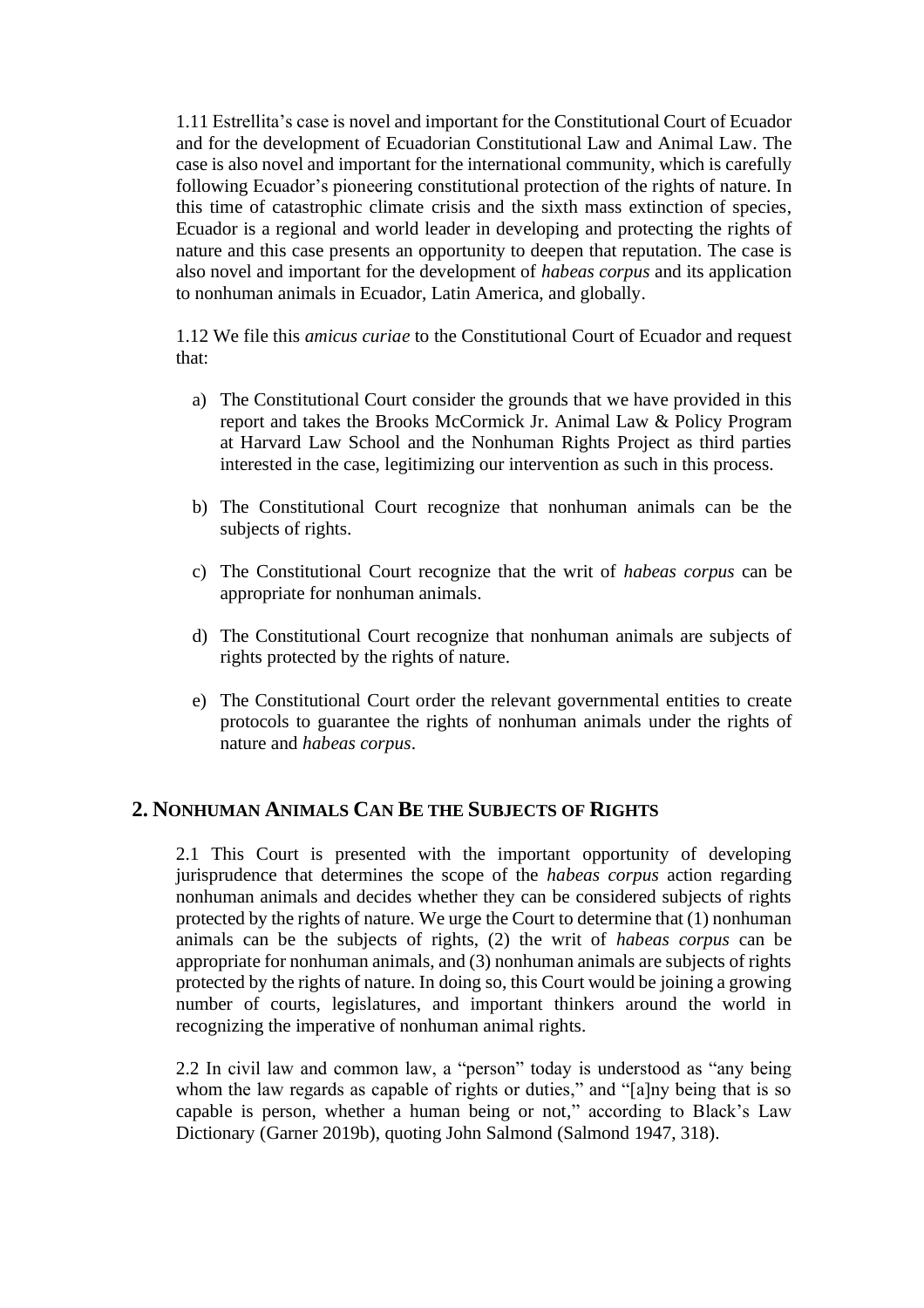1.11 Estrellita's case is novel and important for the Constitutional Court of Ecuador and for the development of Ecuadorian Constitutional Law and Animal Law. The case is also novel and important for the international community, which is carefully following Ecuador's pioneering constitutional protection of the rights of nature. In this time of catastrophic climate crisis and the sixth mass extinction of species, Ecuador is a regional and world leader in developing and protecting the rights of nature and this case presents an opportunity to deepen that reputation. The case is also novel and important for the development of *habeas corpus* and its application to nonhuman animals in Ecuador, Latin America, and globally.

1.12 We file this *amicus curiae* to the Constitutional Court of Ecuador and request that:

a) The Constitutional Court consider the grounds that we have provided in this report and takes the Brooks McCormick Jr. Animal Law & Policy Program at Harvard Law School and the Nonhuman Rights Project as third parties interested in the case, legitimizing our intervention as such in this process.

b) The Constitutional Court recognize that nonhuman animals can be the subjects of rights.

c) The Constitutional Court recognize that the writ of *habeas corpus* can be appropriate for nonhuman animals.

d) The Constitutional Court recognize that nonhuman animals are subjects of rights protected by the rights of nature.

e) The Constitutional Court order the relevant governmental entities to create protocols to guarantee the rights of nonhuman animals under the rights of nature and *habeas corpus*.

## 2. Nonhuman Animals Can Be the Subjects of Rights

2.1 This Court is presented with the important opportunity of developing jurisprudence that determines the scope of the *habeas corpus* action regarding nonhuman animals and decides whether they can be considered subjects of rights protected by the rights of nature. We urge the Court to determine that (1) nonhuman animals can be the subjects of rights, (2) the writ of *habeas corpus* can be appropriate for nonhuman animals, and (3) nonhuman animals are subjects of rights protected by the rights of nature. In doing so, this Court would be joining a growing number of courts, legislatures, and important thinkers around the world in recognizing the imperative of nonhuman animal rights.

2.2 In civil law and common law, a "person" today is understood as "any being whom the law regards as capable of rights or duties," and "[a]ny being that is so capable is person, whether a human being or not," according to Black's Law Dictionary (Garner 2019b), quoting John Salmond (Salmond 1947, 318).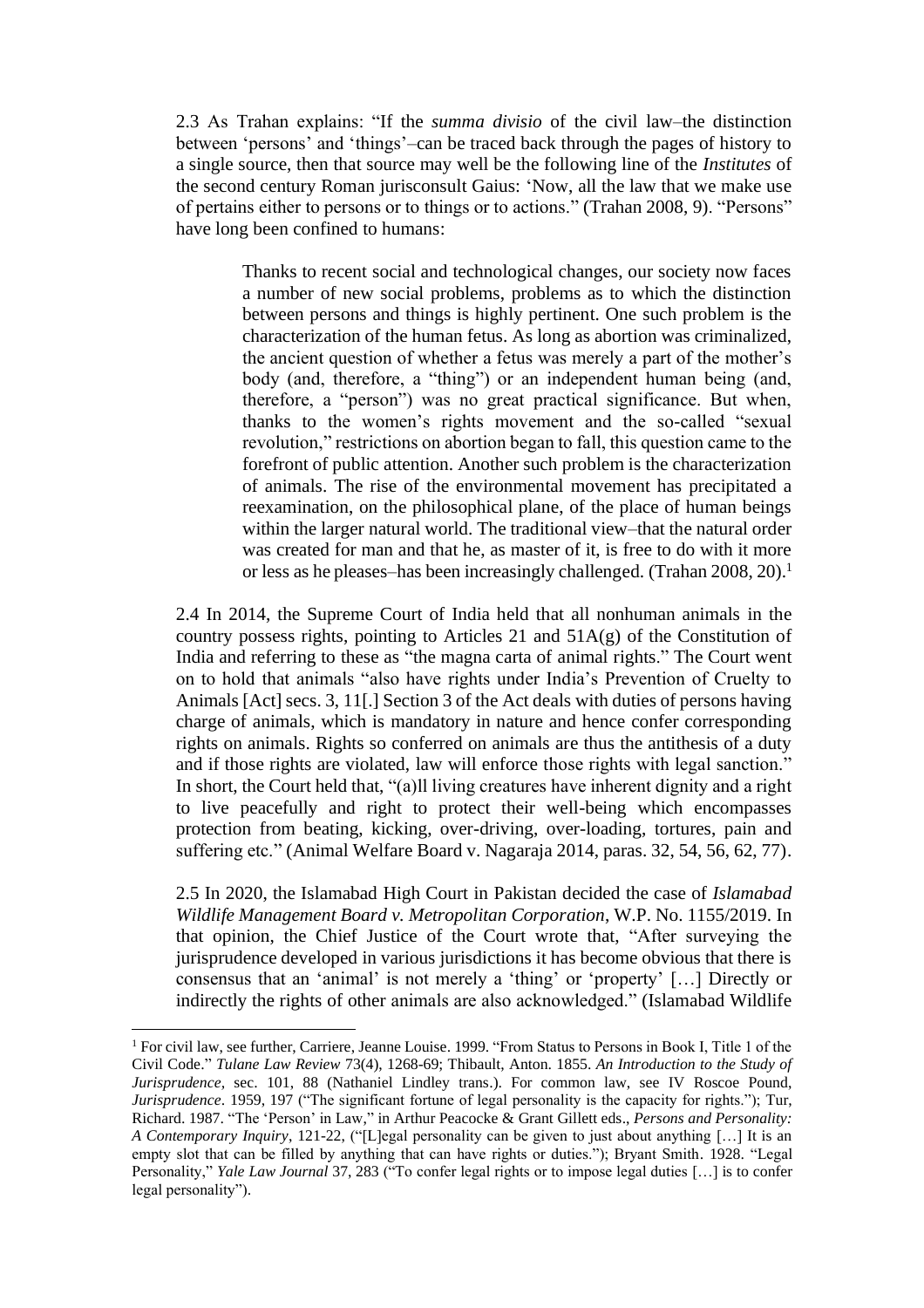2.3 As Trahan explains: "If the *summa divisio* of the civil law–the distinction between 'persons' and 'things'–can be traced back through the pages of history to a single source, then that source may well be the following line of the *Institutes* of the second century Roman jurisconsult Gaius: 'Now, all the law that we make use of pertains either to persons or to things or to actions." (Trahan 2008, 9). "Persons" have long been confined to humans:

> Thanks to recent social and technological changes, our society now faces a number of new social problems, problems as to which the distinction between persons and things is highly pertinent. One such problem is the characterization of the human fetus. As long as abortion was criminalized, the ancient question of whether a fetus was merely a part of the mother's body (and, therefore, a "thing") or an independent human being (and, therefore, a "person") was no great practical significance. But when, thanks to the women's rights movement and the so-called "sexual revolution," restrictions on abortion began to fall, this question came to the forefront of public attention. Another such problem is the characterization of animals. The rise of the environmental movement has precipitated a reexamination, on the philosophical plane, of the place of human beings within the larger natural world. The traditional view–that the natural order was created for man and that he, as master of it, is free to do with it more or less as he pleases–has been increasingly challenged. (Trahan 2008, 20).[1]

2.4 In 2014, the Supreme Court of India held that all nonhuman animals in the country possess rights, pointing to Articles 21 and 51A(g) of the Constitution of India and referring to these as "the magna carta of animal rights." The Court went on to hold that animals "also have rights under India's Prevention of Cruelty to Animals [Act] secs. 3, 11[.] Section 3 of the Act deals with duties of persons having charge of animals, which is mandatory in nature and hence confer corresponding rights on animals. Rights so conferred on animals are thus the antithesis of a duty and if those rights are violated, law will enforce those rights with legal sanction." In short, the Court held that, "(a)ll living creatures have inherent dignity and a right to live peacefully and right to protect their well-being which encompasses protection from beating, kicking, over-driving, over-loading, tortures, pain and suffering etc." (Animal Welfare Board v. Nagaraja 2014, paras. 32, 54, 56, 62, 77).

2.5 In 2020, the Islamabad High Court in Pakistan decided the case of *Islamabad Wildlife Management Board v. Metropolitan Corporation*, W.P. No. 1155/2019. In that opinion, the Chief Justice of the Court wrote that, "After surveying the jurisprudence developed in various jurisdictions it has become obvious that there is consensus that an 'animal' is not merely a 'thing' or 'property' […] Directly or indirectly the rights of other animals are also acknowledged." (Islamabad Wildlife

---

[1] For civil law, see further, Carriere, Jeanne Louise. 1999. "From Status to Persons in Book I, Title 1 of the Civil Code." *Tulane Law Review* 73(4), 1268-69; Thibault, Anton. 1855. *An Introduction to the Study of Jurisprudence*, sec. 101, 88 (Nathaniel Lindley trans.). For common law, see IV Roscoe Pound, *Jurisprudence*. 1959, 197 ("The significant fortune of legal personality is the capacity for rights."); Tur, Richard. 1987. "The 'Person' in Law," in Arthur Peacocke & Grant Gillett eds., *Persons and Personality: A Contemporary Inquiry*, 121-22, ("[L]egal personality can be given to just about anything […] It is an empty slot that can be filled by anything that can have rights or duties."); Bryant Smith. 1928. "Legal Personality," *Yale Law Journal* 37, 283 ("To confer legal rights or to impose legal duties […] is to confer legal personality").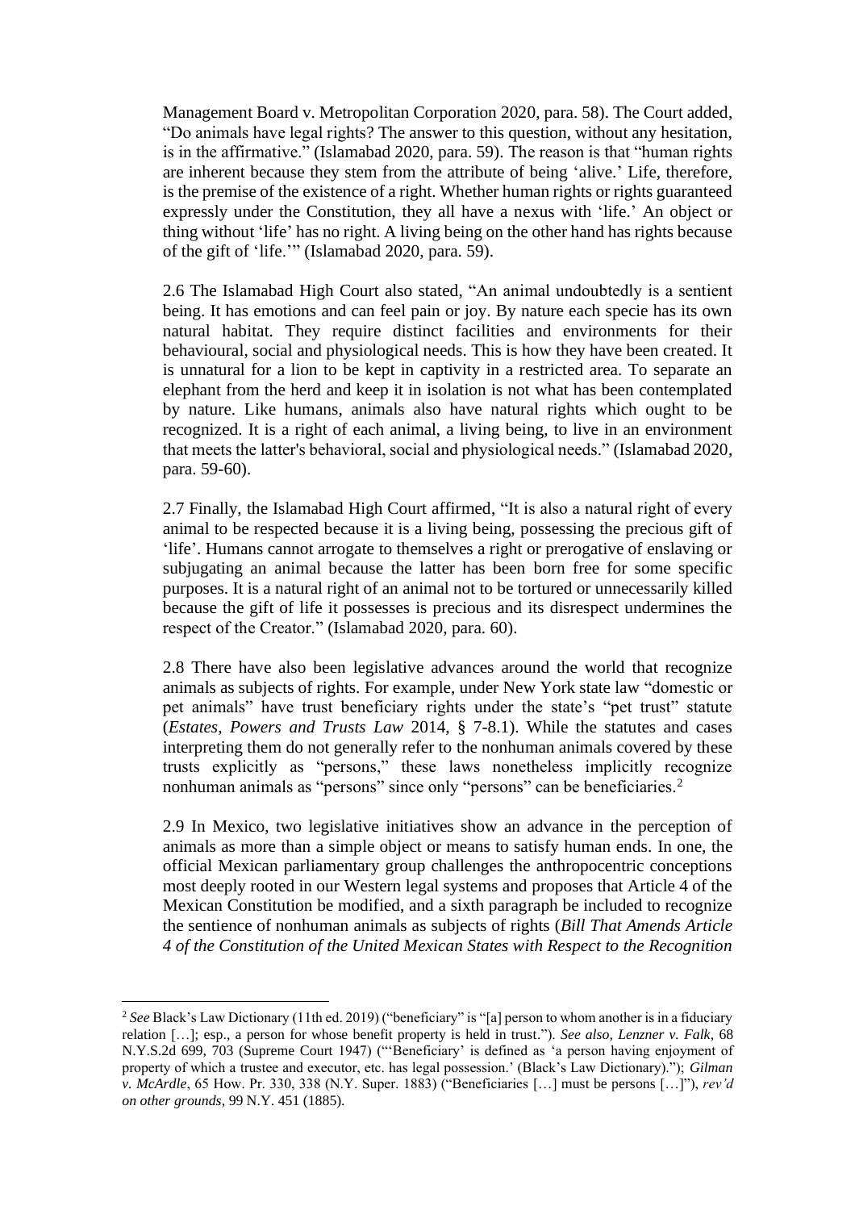Management Board v. Metropolitan Corporation 2020, para. 58). The Court added, "Do animals have legal rights? The answer to this question, without any hesitation, is in the affirmative." (Islamabad 2020, para. 59). The reason is that "human rights are inherent because they stem from the attribute of being 'alive.' Life, therefore, is the premise of the existence of a right. Whether human rights or rights guaranteed expressly under the Constitution, they all have a nexus with 'life.' An object or thing without 'life' has no right. A living being on the other hand has rights because of the gift of 'life.'" (Islamabad 2020, para. 59).

2.6 The Islamabad High Court also stated, "An animal undoubtedly is a sentient being. It has emotions and can feel pain or joy. By nature each specie has its own natural habitat. They require distinct facilities and environments for their behavioural, social and physiological needs. This is how they have been created. It is unnatural for a lion to be kept in captivity in a restricted area. To separate an elephant from the herd and keep it in isolation is not what has been contemplated by nature. Like humans, animals also have natural rights which ought to be recognized. It is a right of each animal, a living being, to live in an environment that meets the latter's behavioral, social and physiological needs." (Islamabad 2020, para. 59-60).

2.7 Finally, the Islamabad High Court affirmed, "It is also a natural right of every animal to be respected because it is a living being, possessing the precious gift of 'life'. Humans cannot arrogate to themselves a right or prerogative of enslaving or subjugating an animal because the latter has been born free for some specific purposes. It is a natural right of an animal not to be tortured or unnecessarily killed because the gift of life it possesses is precious and its disrespect undermines the respect of the Creator." (Islamabad 2020, para. 60).

2.8 There have also been legislative advances around the world that recognize animals as subjects of rights. For example, under New York state law "domestic or pet animals" have trust beneficiary rights under the state's "pet trust" statute (*Estates, Powers and Trusts Law* 2014, § 7-8.1). While the statutes and cases interpreting them do not generally refer to the nonhuman animals covered by these trusts explicitly as "persons," these laws nonetheless implicitly recognize nonhuman animals as "persons" since only "persons" can be beneficiaries.[2]

2.9 In Mexico, two legislative initiatives show an advance in the perception of animals as more than a simple object or means to satisfy human ends. In one, the official Mexican parliamentary group challenges the anthropocentric conceptions most deeply rooted in our Western legal systems and proposes that Article 4 of the Mexican Constitution be modified, and a sixth paragraph be included to recognize the sentience of nonhuman animals as subjects of rights (*Bill That Amends Article 4 of the Constitution of the United Mexican States with Respect to the Recognition*

---

[2] *See* Black's Law Dictionary (11th ed. 2019) ("beneficiary" is "[a] person to whom another is in a fiduciary relation […]; esp., a person for whose benefit property is held in trust."). *See also*, *Lenzner v. Falk*, 68 N.Y.S.2d 699, 703 (Supreme Court 1947) ("'Beneficiary' is defined as 'a person having enjoyment of property of which a trustee and executor, etc. has legal possession.' (Black's Law Dictionary)."); *Gilman v. McArdle*, 65 How. Pr. 330, 338 (N.Y. Super. 1883) ("Beneficiaries […] must be persons […]"), *rev'd on other grounds*, 99 N.Y. 451 (1885).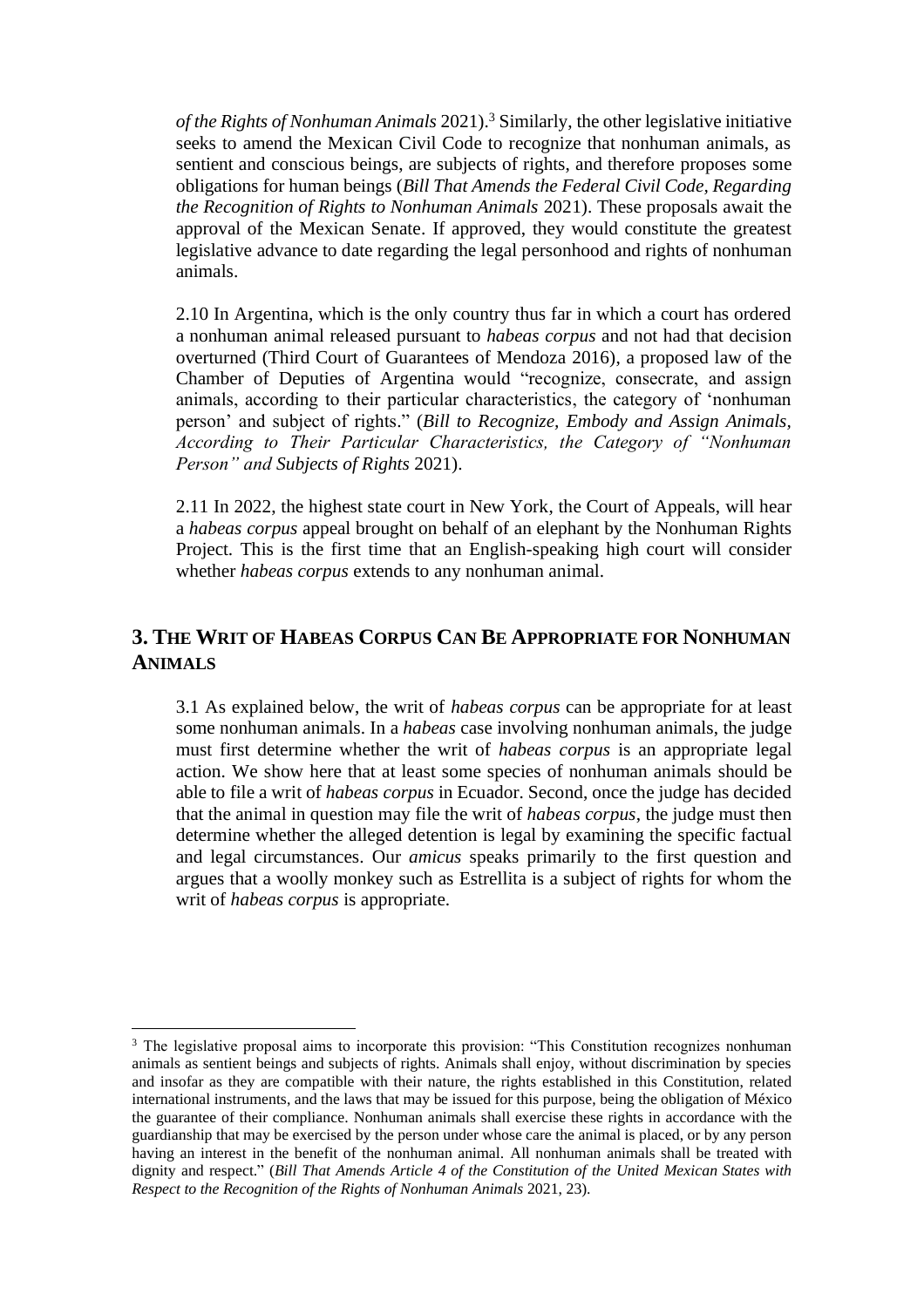*of the Rights of Nonhuman Animals* 2021).[3] Similarly, the other legislative initiative seeks to amend the Mexican Civil Code to recognize that nonhuman animals, as sentient and conscious beings, are subjects of rights, and therefore proposes some obligations for human beings (*Bill That Amends the Federal Civil Code, Regarding the Recognition of Rights to Nonhuman Animals* 2021). These proposals await the approval of the Mexican Senate. If approved, they would constitute the greatest legislative advance to date regarding the legal personhood and rights of nonhuman animals.

2.10 In Argentina, which is the only country thus far in which a court has ordered a nonhuman animal released pursuant to *habeas corpus* and not had that decision overturned (Third Court of Guarantees of Mendoza 2016), a proposed law of the Chamber of Deputies of Argentina would "recognize, consecrate, and assign animals, according to their particular characteristics, the category of 'nonhuman person' and subject of rights." (*Bill to Recognize, Embody and Assign Animals, According to Their Particular Characteristics, the Category of "Nonhuman Person" and Subjects of Rights* 2021).

2.11 In 2022, the highest state court in New York, the Court of Appeals, will hear a *habeas corpus* appeal brought on behalf of an elephant by the Nonhuman Rights Project. This is the first time that an English-speaking high court will consider whether *habeas corpus* extends to any nonhuman animal.

## 3. The Writ of Habeas Corpus Can Be Appropriate for Nonhuman Animals

3.1 As explained below, the writ of *habeas corpus* can be appropriate for at least some nonhuman animals. In a *habeas* case involving nonhuman animals, the judge must first determine whether the writ of *habeas corpus* is an appropriate legal action. We show here that at least some species of nonhuman animals should be able to file a writ of *habeas corpus* in Ecuador. Second, once the judge has decided that the animal in question may file the writ of *habeas corpus*, the judge must then determine whether the alleged detention is legal by examining the specific factual and legal circumstances. Our *amicus* speaks primarily to the first question and argues that a woolly monkey such as Estrellita is a subject of rights for whom the writ of *habeas corpus* is appropriate.

---

[3] The legislative proposal aims to incorporate this provision: "This Constitution recognizes nonhuman animals as sentient beings and subjects of rights. Animals shall enjoy, without discrimination by species and insofar as they are compatible with their nature, the rights established in this Constitution, related international instruments, and the laws that may be issued for this purpose, being the obligation of México the guarantee of their compliance. Nonhuman animals shall exercise these rights in accordance with the guardianship that may be exercised by the person under whose care the animal is placed, or by any person having an interest in the benefit of the nonhuman animal. All nonhuman animals shall be treated with dignity and respect." (*Bill That Amends Article 4 of the Constitution of the United Mexican States with Respect to the Recognition of the Rights of Nonhuman Animals* 2021, 23).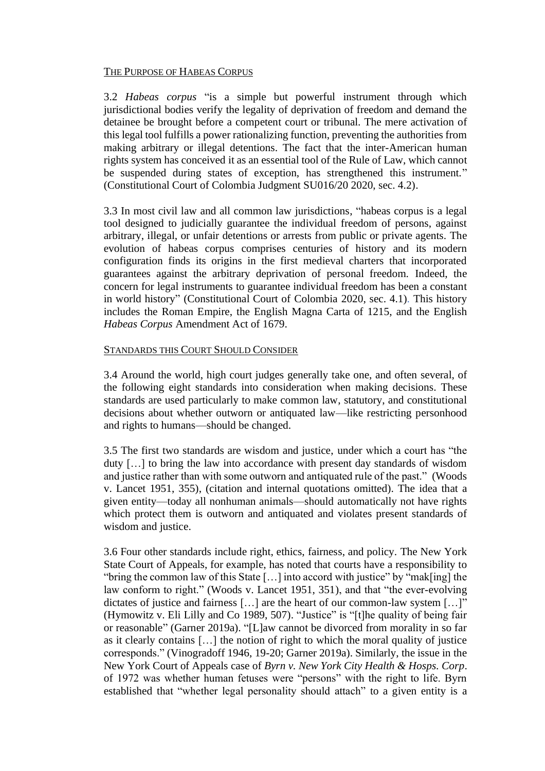## The Purpose of Habeas Corpus

3.2 *Habeas corpus* "is a simple but powerful instrument through which jurisdictional bodies verify the legality of deprivation of freedom and demand the detainee be brought before a competent court or tribunal. The mere activation of this legal tool fulfills a power rationalizing function, preventing the authorities from making arbitrary or illegal detentions. The fact that the inter-American human rights system has conceived it as an essential tool of the Rule of Law, which cannot be suspended during states of exception, has strengthened this instrument." (Constitutional Court of Colombia Judgment SU016/20 2020, sec. 4.2).

3.3 In most civil law and all common law jurisdictions, "habeas corpus is a legal tool designed to judicially guarantee the individual freedom of persons, against arbitrary, illegal, or unfair detentions or arrests from public or private agents. The evolution of habeas corpus comprises centuries of history and its modern configuration finds its origins in the first medieval charters that incorporated guarantees against the arbitrary deprivation of personal freedom. Indeed, the concern for legal instruments to guarantee individual freedom has been a constant in world history" (Constitutional Court of Colombia 2020, sec. 4.1). This history includes the Roman Empire, the English Magna Carta of 1215, and the English *Habeas Corpus* Amendment Act of 1679.

## Standards this Court Should Consider

3.4 Around the world, high court judges generally take one, and often several, of the following eight standards into consideration when making decisions. These standards are used particularly to make common law, statutory, and constitutional decisions about whether outworn or antiquated law—like restricting personhood and rights to humans—should be changed.

3.5 The first two standards are wisdom and justice, under which a court has "the duty […] to bring the law into accordance with present day standards of wisdom and justice rather than with some outworn and antiquated rule of the past." (Woods v. Lancet 1951, 355), (citation and internal quotations omitted). The idea that a given entity—today all nonhuman animals—should automatically not have rights which protect them is outworn and antiquated and violates present standards of wisdom and justice.

3.6 Four other standards include right, ethics, fairness, and policy. The New York State Court of Appeals, for example, has noted that courts have a responsibility to "bring the common law of this State […] into accord with justice" by "mak[ing] the law conform to right." (Woods v. Lancet 1951, 351), and that "the ever-evolving dictates of justice and fairness […] are the heart of our common-law system […]" (Hymowitz v. Eli Lilly and Co 1989, 507). "Justice" is "[t]he quality of being fair or reasonable" (Garner 2019a). "[L]aw cannot be divorced from morality in so far as it clearly contains […] the notion of right to which the moral quality of justice corresponds." (Vinogradoff 1946, 19-20; Garner 2019a). Similarly, the issue in the New York Court of Appeals case of *Byrn v. New York City Health & Hosps. Corp*. of 1972 was whether human fetuses were "persons" with the right to life. Byrn established that "whether legal personality should attach" to a given entity is a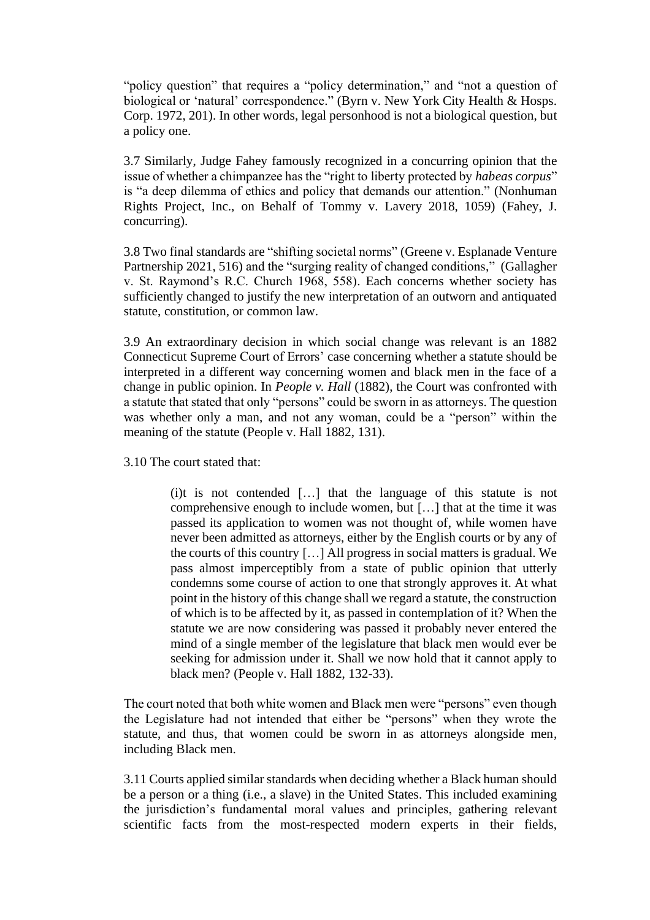"policy question" that requires a "policy determination," and "not a question of biological or 'natural' correspondence." (Byrn v. New York City Health & Hosps. Corp. 1972, 201). In other words, legal personhood is not a biological question, but a policy one.

3.7 Similarly, Judge Fahey famously recognized in a concurring opinion that the issue of whether a chimpanzee has the "right to liberty protected by *habeas corpus*" is "a deep dilemma of ethics and policy that demands our attention." (Nonhuman Rights Project, Inc., on Behalf of Tommy v. Lavery 2018, 1059) (Fahey, J. concurring).

3.8 Two final standards are "shifting societal norms" (Greene v. Esplanade Venture Partnership 2021, 516) and the "surging reality of changed conditions," (Gallagher v. St. Raymond's R.C. Church 1968, 558). Each concerns whether society has sufficiently changed to justify the new interpretation of an outworn and antiquated statute, constitution, or common law.

3.9 An extraordinary decision in which social change was relevant is an 1882 Connecticut Supreme Court of Errors' case concerning whether a statute should be interpreted in a different way concerning women and black men in the face of a change in public opinion. In *People v. Hall* (1882), the Court was confronted with a statute that stated that only "persons" could be sworn in as attorneys. The question was whether only a man, and not any woman, could be a "person" within the meaning of the statute (People v. Hall 1882, 131).

3.10 The court stated that:

> (i)t is not contended […] that the language of this statute is not comprehensive enough to include women, but […] that at the time it was passed its application to women was not thought of, while women have never been admitted as attorneys, either by the English courts or by any of the courts of this country […] All progress in social matters is gradual. We pass almost imperceptibly from a state of public opinion that utterly condemns some course of action to one that strongly approves it. At what point in the history of this change shall we regard a statute, the construction of which is to be affected by it, as passed in contemplation of it? When the statute we are now considering was passed it probably never entered the mind of a single member of the legislature that black men would ever be seeking for admission under it. Shall we now hold that it cannot apply to black men? (People v. Hall 1882, 132-33).

The court noted that both white women and Black men were "persons" even though the Legislature had not intended that either be "persons" when they wrote the statute, and thus, that women could be sworn in as attorneys alongside men, including Black men.

3.11 Courts applied similar standards when deciding whether a Black human should be a person or a thing (i.e., a slave) in the United States. This included examining the jurisdiction's fundamental moral values and principles, gathering relevant scientific facts from the most-respected modern experts in their fields,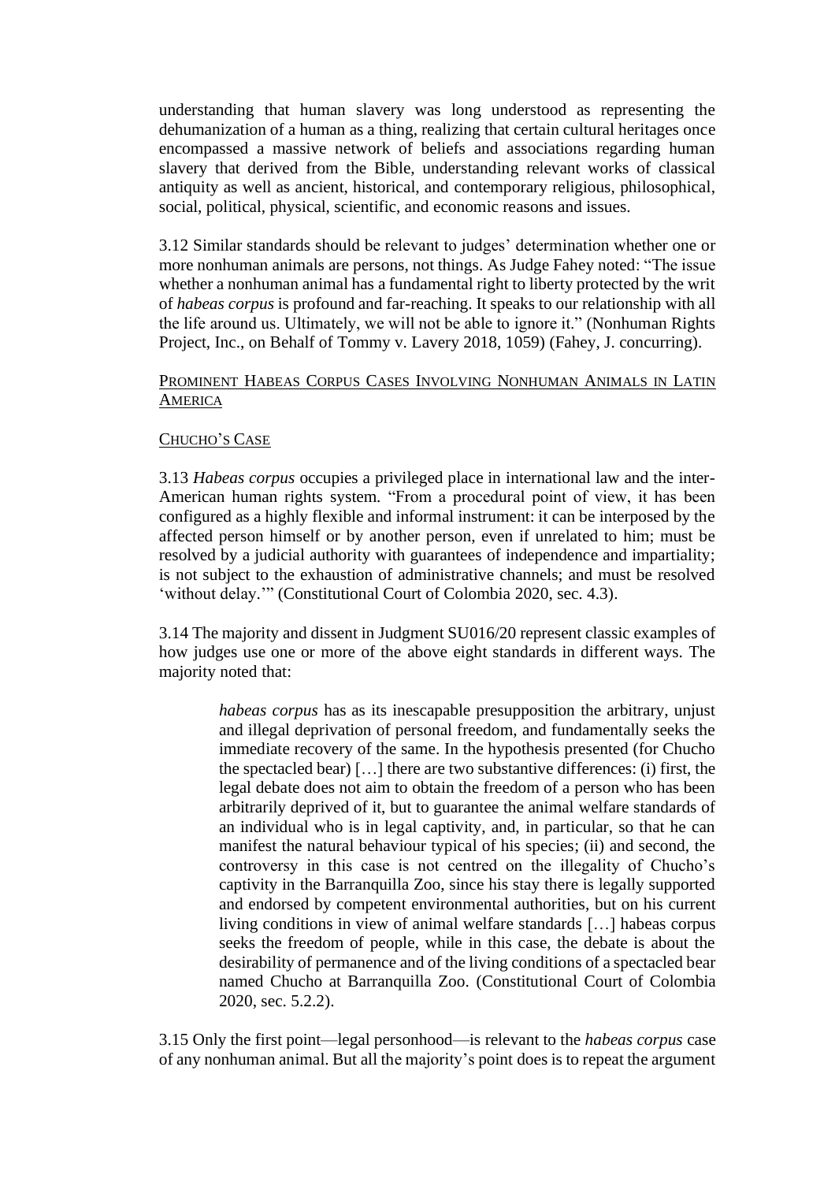understanding that human slavery was long understood as representing the dehumanization of a human as a thing, realizing that certain cultural heritages once encompassed a massive network of beliefs and associations regarding human slavery that derived from the Bible, understanding relevant works of classical antiquity as well as ancient, historical, and contemporary religious, philosophical, social, political, physical, scientific, and economic reasons and issues.

3.12 Similar standards should be relevant to judges' determination whether one or more nonhuman animals are persons, not things. As Judge Fahey noted: "The issue whether a nonhuman animal has a fundamental right to liberty protected by the writ of *habeas corpus* is profound and far-reaching. It speaks to our relationship with all the life around us. Ultimately, we will not be able to ignore it." (Nonhuman Rights Project, Inc., on Behalf of Tommy v. Lavery 2018, 1059) (Fahey, J. concurring).

## Prominent Habeas Corpus Cases Involving Nonhuman Animals in Latin America

### Chucho's Case

3.13 *Habeas corpus* occupies a privileged place in international law and the inter-American human rights system. "From a procedural point of view, it has been configured as a highly flexible and informal instrument: it can be interposed by the affected person himself or by another person, even if unrelated to him; must be resolved by a judicial authority with guarantees of independence and impartiality; is not subject to the exhaustion of administrative channels; and must be resolved 'without delay.'" (Constitutional Court of Colombia 2020, sec. 4.3).

3.14 The majority and dissent in Judgment SU016/20 represent classic examples of how judges use one or more of the above eight standards in different ways. The majority noted that:

> *habeas corpus* has as its inescapable presupposition the arbitrary, unjust and illegal deprivation of personal freedom, and fundamentally seeks the immediate recovery of the same. In the hypothesis presented (for Chucho the spectacled bear) […] there are two substantive differences: (i) first, the legal debate does not aim to obtain the freedom of a person who has been arbitrarily deprived of it, but to guarantee the animal welfare standards of an individual who is in legal captivity, and, in particular, so that he can manifest the natural behaviour typical of his species; (ii) and second, the controversy in this case is not centred on the illegality of Chucho's captivity in the Barranquilla Zoo, since his stay there is legally supported and endorsed by competent environmental authorities, but on his current living conditions in view of animal welfare standards […] habeas corpus seeks the freedom of people, while in this case, the debate is about the desirability of permanence and of the living conditions of a spectacled bear named Chucho at Barranquilla Zoo. (Constitutional Court of Colombia 2020, sec. 5.2.2).

3.15 Only the first point—legal personhood—is relevant to the *habeas corpus* case of any nonhuman animal. But all the majority's point does is to repeat the argument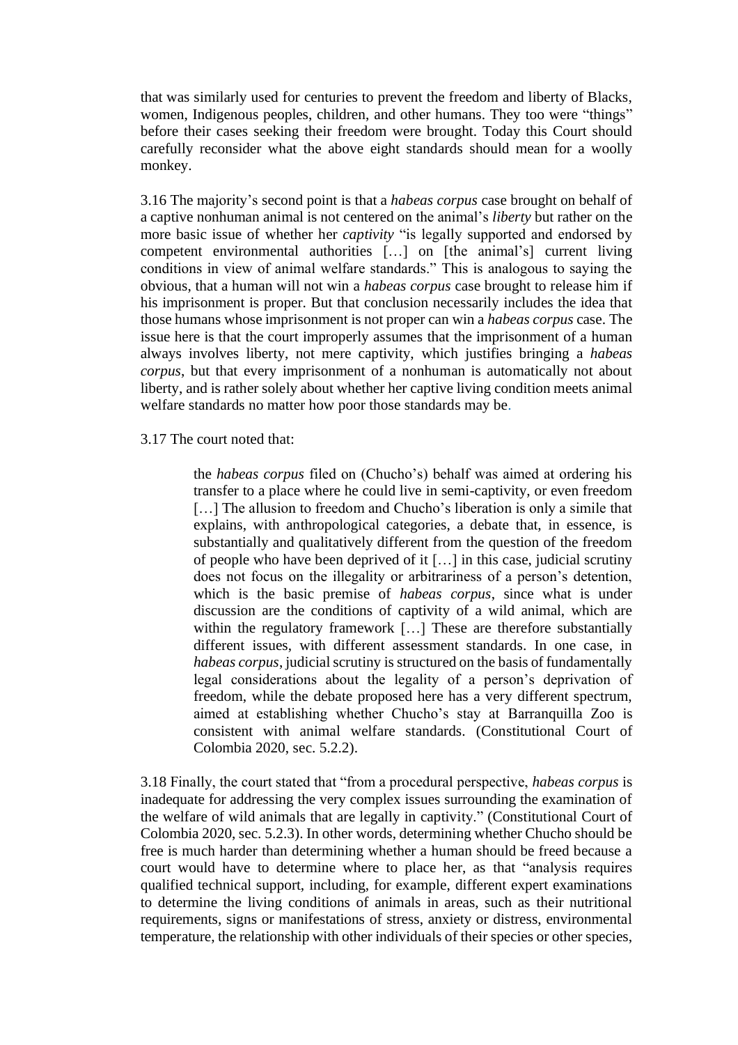that was similarly used for centuries to prevent the freedom and liberty of Blacks, women, Indigenous peoples, children, and other humans. They too were "things" before their cases seeking their freedom were brought. Today this Court should carefully reconsider what the above eight standards should mean for a woolly monkey.

3.16 The majority's second point is that a *habeas corpus* case brought on behalf of a captive nonhuman animal is not centered on the animal's *liberty* but rather on the more basic issue of whether her *captivity* "is legally supported and endorsed by competent environmental authorities […] on [the animal's] current living conditions in view of animal welfare standards." This is analogous to saying the obvious, that a human will not win a *habeas corpus* case brought to release him if his imprisonment is proper. But that conclusion necessarily includes the idea that those humans whose imprisonment is not proper can win a *habeas corpus* case. The issue here is that the court improperly assumes that the imprisonment of a human always involves liberty, not mere captivity, which justifies bringing a *habeas corpus*, but that every imprisonment of a nonhuman is automatically not about liberty, and is rather solely about whether her captive living condition meets animal welfare standards no matter how poor those standards may be.

3.17 The court noted that:

> the *habeas corpus* filed on (Chucho's) behalf was aimed at ordering his transfer to a place where he could live in semi-captivity, or even freedom […] The allusion to freedom and Chucho's liberation is only a simile that explains, with anthropological categories, a debate that, in essence, is substantially and qualitatively different from the question of the freedom of people who have been deprived of it […] in this case, judicial scrutiny does not focus on the illegality or arbitrariness of a person's detention, which is the basic premise of *habeas corpus*, since what is under discussion are the conditions of captivity of a wild animal, which are within the regulatory framework […] These are therefore substantially different issues, with different assessment standards. In one case, in *habeas corpus*, judicial scrutiny is structured on the basis of fundamentally legal considerations about the legality of a person's deprivation of freedom, while the debate proposed here has a very different spectrum, aimed at establishing whether Chucho's stay at Barranquilla Zoo is consistent with animal welfare standards. (Constitutional Court of Colombia 2020, sec. 5.2.2).

3.18 Finally, the court stated that "from a procedural perspective, *habeas corpus* is inadequate for addressing the very complex issues surrounding the examination of the welfare of wild animals that are legally in captivity." (Constitutional Court of Colombia 2020, sec. 5.2.3). In other words, determining whether Chucho should be free is much harder than determining whether a human should be freed because a court would have to determine where to place her, as that "analysis requires qualified technical support, including, for example, different expert examinations to determine the living conditions of animals in areas, such as their nutritional requirements, signs or manifestations of stress, anxiety or distress, environmental temperature, the relationship with other individuals of their species or other species,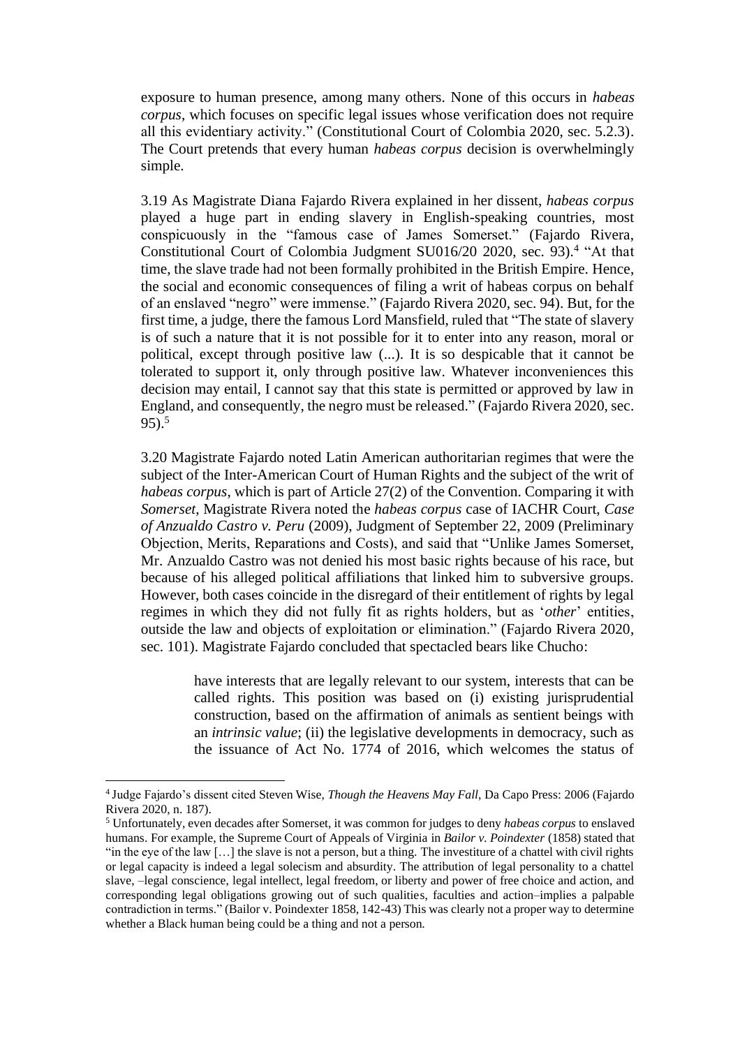exposure to human presence, among many others. None of this occurs in *habeas corpus*, which focuses on specific legal issues whose verification does not require all this evidentiary activity." (Constitutional Court of Colombia 2020, sec. 5.2.3). The Court pretends that every human *habeas corpus* decision is overwhelmingly simple.

3.19 As Magistrate Diana Fajardo Rivera explained in her dissent, *habeas corpus* played a huge part in ending slavery in English-speaking countries, most conspicuously in the "famous case of James Somerset." (Fajardo Rivera, Constitutional Court of Colombia Judgment SU016/20 2020, sec. 93).[4] "At that time, the slave trade had not been formally prohibited in the British Empire. Hence, the social and economic consequences of filing a writ of habeas corpus on behalf of an enslaved "negro" were immense." (Fajardo Rivera 2020, sec. 94). But, for the first time, a judge, there the famous Lord Mansfield, ruled that "The state of slavery is of such a nature that it is not possible for it to enter into any reason, moral or political, except through positive law (...). It is so despicable that it cannot be tolerated to support it, only through positive law. Whatever inconveniences this decision may entail, I cannot say that this state is permitted or approved by law in England, and consequently, the negro must be released." (Fajardo Rivera 2020, sec. 95).[5]

3.20 Magistrate Fajardo noted Latin American authoritarian regimes that were the subject of the Inter-American Court of Human Rights and the subject of the writ of *habeas corpus*, which is part of Article 27(2) of the Convention. Comparing it with *Somerset*, Magistrate Rivera noted the *habeas corpus* case of IACHR Court, *Case of Anzualdo Castro v. Peru* (2009), Judgment of September 22, 2009 (Preliminary Objection, Merits, Reparations and Costs), and said that "Unlike James Somerset, Mr. Anzualdo Castro was not denied his most basic rights because of his race, but because of his alleged political affiliations that linked him to subversive groups. However, both cases coincide in the disregard of their entitlement of rights by legal regimes in which they did not fully fit as rights holders, but as '*other*' entities, outside the law and objects of exploitation or elimination." (Fajardo Rivera 2020, sec. 101). Magistrate Fajardo concluded that spectacled bears like Chucho:

> have interests that are legally relevant to our system, interests that can be called rights. This position was based on (i) existing jurisprudential construction, based on the affirmation of animals as sentient beings with an *intrinsic value*; (ii) the legislative developments in democracy, such as the issuance of Act No. 1774 of 2016, which welcomes the status of

---

[4] Judge Fajardo's dissent cited Steven Wise, *Though the Heavens May Fall*, Da Capo Press: 2006 (Fajardo Rivera 2020, n. 187).

[5] Unfortunately, even decades after Somerset, it was common for judges to deny *habeas corpus* to enslaved humans. For example, the Supreme Court of Appeals of Virginia in *Bailor v. Poindexter* (1858) stated that "in the eye of the law […] the slave is not a person, but a thing. The investiture of a chattel with civil rights or legal capacity is indeed a legal solecism and absurdity. The attribution of legal personality to a chattel slave, –legal conscience, legal intellect, legal freedom, or liberty and power of free choice and action, and corresponding legal obligations growing out of such qualities, faculties and action–implies a palpable contradiction in terms." (Bailor v. Poindexter 1858, 142-43) This was clearly not a proper way to determine whether a Black human being could be a thing and not a person.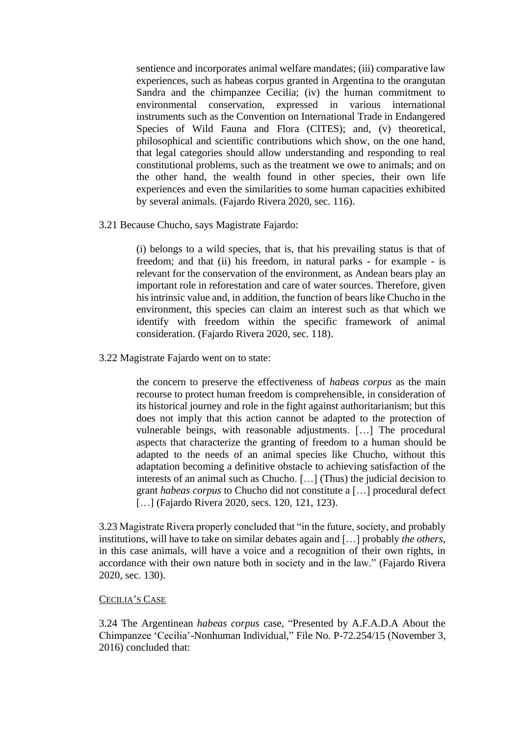> sentience and incorporates animal welfare mandates; (iii) comparative law experiences, such as habeas corpus granted in Argentina to the orangutan Sandra and the chimpanzee Cecilia; (iv) the human commitment to environmental conservation, expressed in various international instruments such as the Convention on International Trade in Endangered Species of Wild Fauna and Flora (CITES); and, (v) theoretical, philosophical and scientific contributions which show, on the one hand, that legal categories should allow understanding and responding to real constitutional problems, such as the treatment we owe to animals; and on the other hand, the wealth found in other species, their own life experiences and even the similarities to some human capacities exhibited by several animals. (Fajardo Rivera 2020, sec. 116).

3.21 Because Chucho, says Magistrate Fajardo:

> (i) belongs to a wild species, that is, that his prevailing status is that of freedom; and that (ii) his freedom, in natural parks - for example - is relevant for the conservation of the environment, as Andean bears play an important role in reforestation and care of water sources. Therefore, given his intrinsic value and, in addition, the function of bears like Chucho in the environment, this species can claim an interest such as that which we identify with freedom within the specific framework of animal consideration. (Fajardo Rivera 2020, sec. 118).

3.22 Magistrate Fajardo went on to state:

> the concern to preserve the effectiveness of *habeas corpus* as the main recourse to protect human freedom is comprehensible, in consideration of its historical journey and role in the fight against authoritarianism; but this does not imply that this action cannot be adapted to the protection of vulnerable beings, with reasonable adjustments. […] The procedural aspects that characterize the granting of freedom to a human should be adapted to the needs of an animal species like Chucho, without this adaptation becoming a definitive obstacle to achieving satisfaction of the interests of an animal such as Chucho. […] (Thus) the judicial decision to grant *habeas corpus* to Chucho did not constitute a […] procedural defect […] (Fajardo Rivera 2020, secs. 120, 121, 123).

3.23 Magistrate Rivera properly concluded that "in the future, society, and probably institutions, will have to take on similar debates again and […] probably *the others*, in this case animals, will have a voice and a recognition of their own rights, in accordance with their own nature both in society and in the law." (Fajardo Rivera 2020, sec. 130).

CECILIA'S CASE

3.24 The Argentinean *habeas corpus* case, "Presented by A.F.A.D.A About the Chimpanzee 'Cecilia'-Nonhuman Individual," File No. P-72.254/15 (November 3, 2016) concluded that: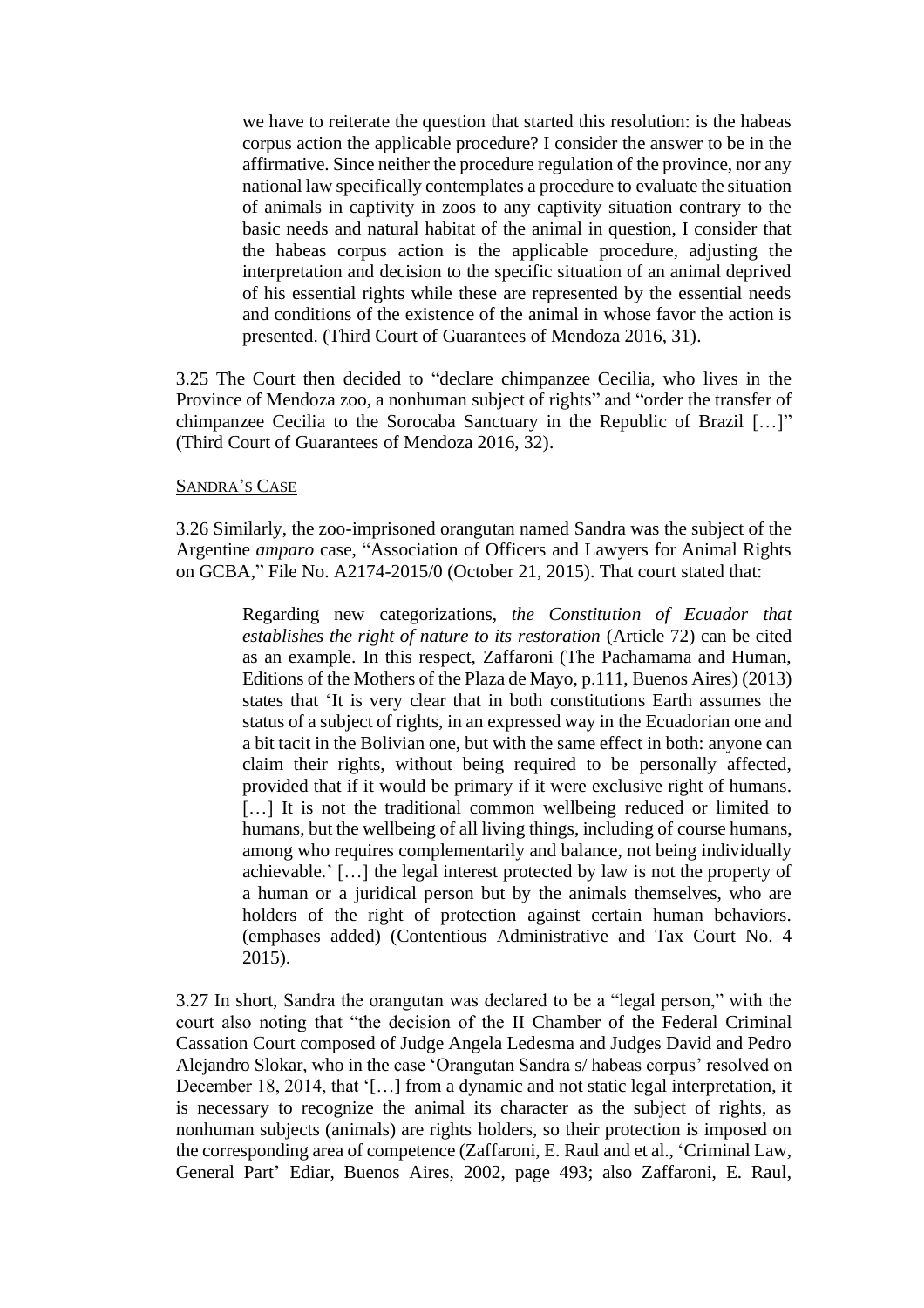> we have to reiterate the question that started this resolution: is the habeas corpus action the applicable procedure? I consider the answer to be in the affirmative. Since neither the procedure regulation of the province, nor any national law specifically contemplates a procedure to evaluate the situation of animals in captivity in zoos to any captivity situation contrary to the basic needs and natural habitat of the animal in question, I consider that the habeas corpus action is the applicable procedure, adjusting the interpretation and decision to the specific situation of an animal deprived of his essential rights while these are represented by the essential needs and conditions of the existence of the animal in whose favor the action is presented. (Third Court of Guarantees of Mendoza 2016, 31).

3.25 The Court then decided to "declare chimpanzee Cecilia, who lives in the Province of Mendoza zoo, a nonhuman subject of rights" and "order the transfer of chimpanzee Cecilia to the Sorocaba Sanctuary in the Republic of Brazil […]" (Third Court of Guarantees of Mendoza 2016, 32).

<u>Sandra's Case</u>

3.26 Similarly, the zoo-imprisoned orangutan named Sandra was the subject of the Argentine *amparo* case, "Association of Officers and Lawyers for Animal Rights on GCBA," File No. A2174-2015/0 (October 21, 2015). That court stated that:

> Regarding new categorizations, *the Constitution of Ecuador that establishes the right of nature to its restoration* (Article 72) can be cited as an example. In this respect, Zaffaroni (The Pachamama and Human, Editions of the Mothers of the Plaza de Mayo, p.111, Buenos Aires) (2013) states that 'It is very clear that in both constitutions Earth assumes the status of a subject of rights, in an expressed way in the Ecuadorian one and a bit tacit in the Bolivian one, but with the same effect in both: anyone can claim their rights, without being required to be personally affected, provided that if it would be primary if it were exclusive right of humans. […] It is not the traditional common wellbeing reduced or limited to humans, but the wellbeing of all living things, including of course humans, among who requires complementarily and balance, not being individually achievable.' […] the legal interest protected by law is not the property of a human or a juridical person but by the animals themselves, who are holders of the right of protection against certain human behaviors. (emphases added) (Contentious Administrative and Tax Court No. 4 2015).

3.27 In short, Sandra the orangutan was declared to be a "legal person," with the court also noting that "the decision of the II Chamber of the Federal Criminal Cassation Court composed of Judge Angela Ledesma and Judges David and Pedro Alejandro Slokar, who in the case 'Orangutan Sandra s/ habeas corpus' resolved on December 18, 2014, that '[…] from a dynamic and not static legal interpretation, it is necessary to recognize the animal its character as the subject of rights, as nonhuman subjects (animals) are rights holders, so their protection is imposed on the corresponding area of competence (Zaffaroni, E. Raul and et al., 'Criminal Law, General Part' Ediar, Buenos Aires, 2002, page 493; also Zaffaroni, E. Raul,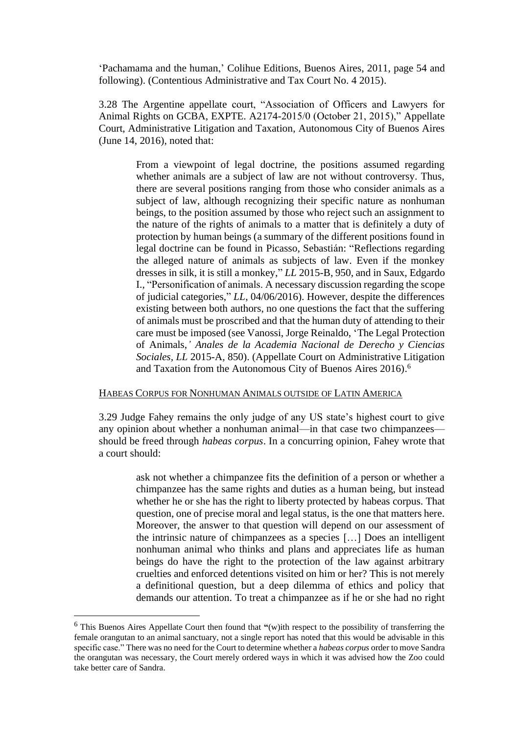'Pachamama and the human,' Colihue Editions, Buenos Aires, 2011, page 54 and following). (Contentious Administrative and Tax Court No. 4 2015).

3.28 The Argentine appellate court, "Association of Officers and Lawyers for Animal Rights on GCBA, EXPTE. A2174-2015/0 (October 21, 2015)," Appellate Court, Administrative Litigation and Taxation, Autonomous City of Buenos Aires (June 14, 2016), noted that:

> From a viewpoint of legal doctrine, the positions assumed regarding whether animals are a subject of law are not without controversy. Thus, there are several positions ranging from those who consider animals as a subject of law, although recognizing their specific nature as nonhuman beings, to the position assumed by those who reject such an assignment to the nature of the rights of animals to a matter that is definitely a duty of protection by human beings (a summary of the different positions found in legal doctrine can be found in Picasso, Sebastián: "Reflections regarding the alleged nature of animals as subjects of law. Even if the monkey dresses in silk, it is still a monkey," *LL* 2015-B, 950, and in Saux, Edgardo I., "Personification of animals. A necessary discussion regarding the scope of judicial categories," *LL*, 04/06/2016). However, despite the differences existing between both authors, no one questions the fact that the suffering of animals must be proscribed and that the human duty of attending to their care must be imposed (see Vanossi, Jorge Reinaldo, 'The Legal Protection of Animals,*' Anales de la Academia Nacional de Derecho y Ciencias Sociales*, *LL* 2015-A, 850). (Appellate Court on Administrative Litigation and Taxation from the Autonomous City of Buenos Aires 2016).[6]

HABEAS CORPUS FOR NONHUMAN ANIMALS OUTSIDE OF LATIN AMERICA

3.29 Judge Fahey remains the only judge of any US state's highest court to give any opinion about whether a nonhuman animal—in that case two chimpanzees—should be freed through *habeas corpus*. In a concurring opinion, Fahey wrote that a court should:

> ask not whether a chimpanzee fits the definition of a person or whether a chimpanzee has the same rights and duties as a human being, but instead whether he or she has the right to liberty protected by habeas corpus. That question, one of precise moral and legal status, is the one that matters here. Moreover, the answer to that question will depend on our assessment of the intrinsic nature of chimpanzees as a species […] Does an intelligent nonhuman animal who thinks and plans and appreciates life as human beings do have the right to the protection of the law against arbitrary cruelties and enforced detentions visited on him or her? This is not merely a definitional question, but a deep dilemma of ethics and policy that demands our attention. To treat a chimpanzee as if he or she had no right

---

[6] This Buenos Aires Appellate Court then found that "(w)ith respect to the possibility of transferring the female orangutan to an animal sanctuary, not a single report has noted that this would be advisable in this specific case." There was no need for the Court to determine whether a *habeas corpus* order to move Sandra the orangutan was necessary, the Court merely ordered ways in which it was advised how the Zoo could take better care of Sandra.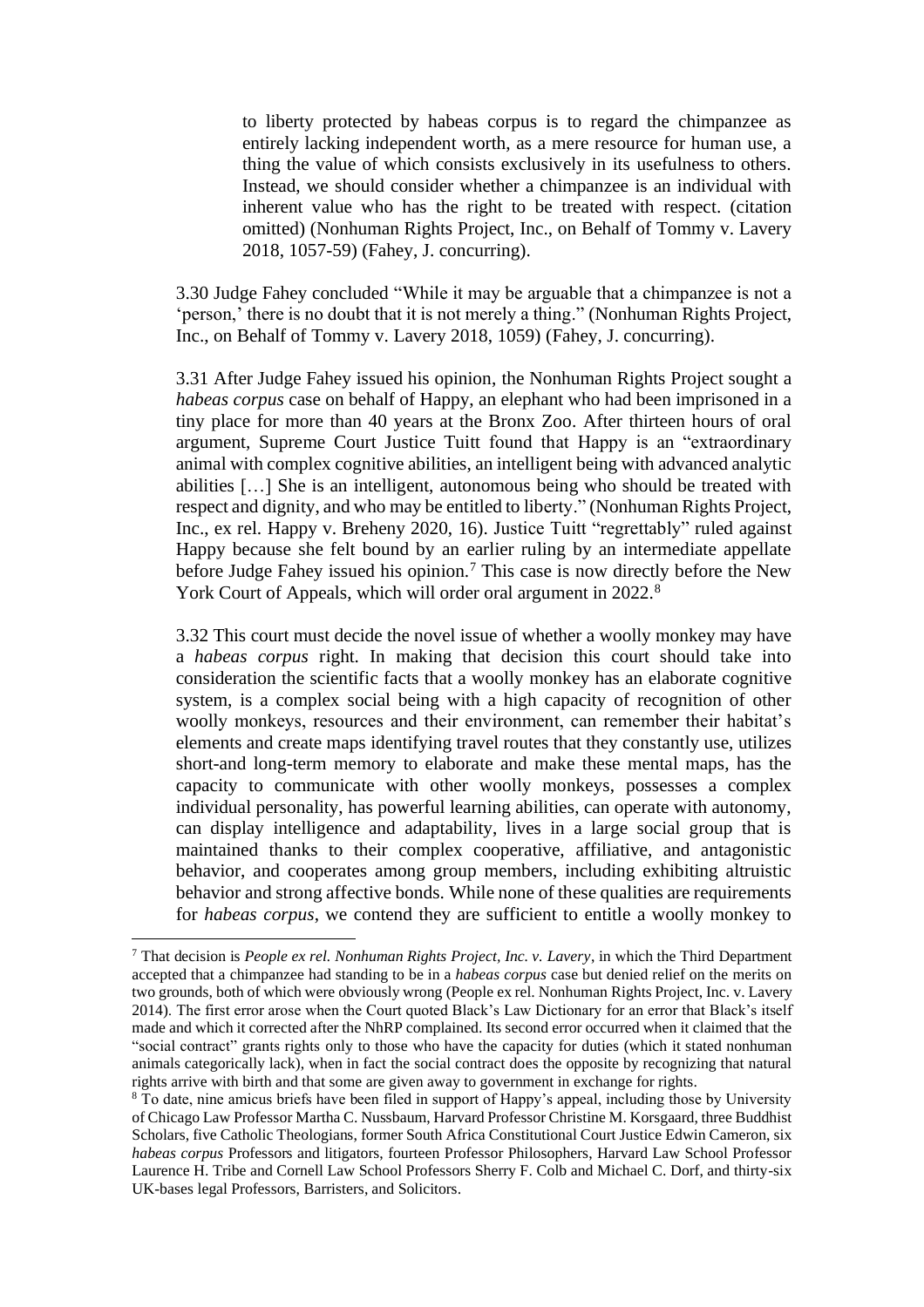> to liberty protected by habeas corpus is to regard the chimpanzee as entirely lacking independent worth, as a mere resource for human use, a thing the value of which consists exclusively in its usefulness to others. Instead, we should consider whether a chimpanzee is an individual with inherent value who has the right to be treated with respect. (citation omitted) (Nonhuman Rights Project, Inc., on Behalf of Tommy v. Lavery 2018, 1057-59) (Fahey, J. concurring).

3.30 Judge Fahey concluded "While it may be arguable that a chimpanzee is not a 'person,' there is no doubt that it is not merely a thing." (Nonhuman Rights Project, Inc., on Behalf of Tommy v. Lavery 2018, 1059) (Fahey, J. concurring).

3.31 After Judge Fahey issued his opinion, the Nonhuman Rights Project sought a *habeas corpus* case on behalf of Happy, an elephant who had been imprisoned in a tiny place for more than 40 years at the Bronx Zoo. After thirteen hours of oral argument, Supreme Court Justice Tuitt found that Happy is an "extraordinary animal with complex cognitive abilities, an intelligent being with advanced analytic abilities […] She is an intelligent, autonomous being who should be treated with respect and dignity, and who may be entitled to liberty." (Nonhuman Rights Project, Inc., ex rel. Happy v. Breheny 2020, 16). Justice Tuitt "regrettably" ruled against Happy because she felt bound by an earlier ruling by an intermediate appellate before Judge Fahey issued his opinion.[7] This case is now directly before the New York Court of Appeals, which will order oral argument in 2022.[8]

3.32 This court must decide the novel issue of whether a woolly monkey may have a *habeas corpus* right. In making that decision this court should take into consideration the scientific facts that a woolly monkey has an elaborate cognitive system, is a complex social being with a high capacity of recognition of other woolly monkeys, resources and their environment, can remember their habitat's elements and create maps identifying travel routes that they constantly use, utilizes short-and long-term memory to elaborate and make these mental maps, has the capacity to communicate with other woolly monkeys, possesses a complex individual personality, has powerful learning abilities, can operate with autonomy, can display intelligence and adaptability, lives in a large social group that is maintained thanks to their complex cooperative, affiliative, and antagonistic behavior, and cooperates among group members, including exhibiting altruistic behavior and strong affective bonds. While none of these qualities are requirements for *habeas corpus*, we contend they are sufficient to entitle a woolly monkey to

---

[7] That decision is *People ex rel. Nonhuman Rights Project, Inc. v. Lavery*, in which the Third Department accepted that a chimpanzee had standing to be in a *habeas corpus* case but denied relief on the merits on two grounds, both of which were obviously wrong (People ex rel. Nonhuman Rights Project, Inc. v. Lavery 2014). The first error arose when the Court quoted Black's Law Dictionary for an error that Black's itself made and which it corrected after the NhRP complained. Its second error occurred when it claimed that the "social contract" grants rights only to those who have the capacity for duties (which it stated nonhuman animals categorically lack), when in fact the social contract does the opposite by recognizing that natural rights arrive with birth and that some are given away to government in exchange for rights.

[8] To date, nine amicus briefs have been filed in support of Happy's appeal, including those by University of Chicago Law Professor Martha C. Nussbaum, Harvard Professor Christine M. Korsgaard, three Buddhist Scholars, five Catholic Theologians, former South Africa Constitutional Court Justice Edwin Cameron, six *habeas corpus* Professors and litigators, fourteen Professor Philosophers, Harvard Law School Professor Laurence H. Tribe and Cornell Law School Professors Sherry F. Colb and Michael C. Dorf, and thirty-six UK-bases legal Professors, Barristers, and Solicitors.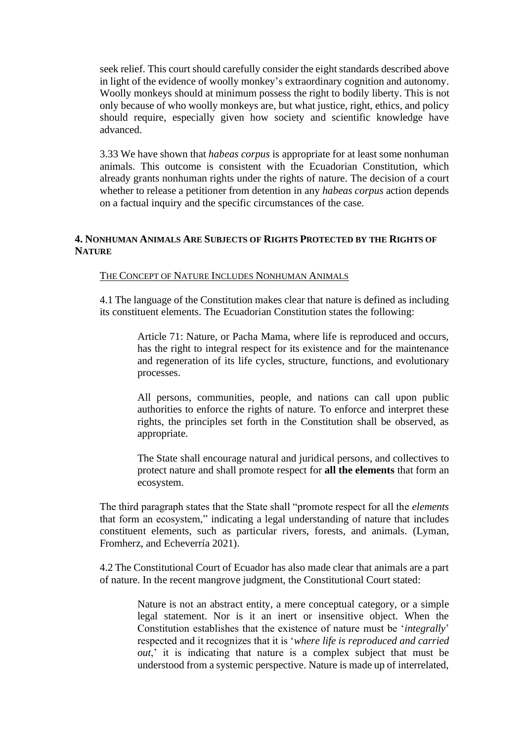seek relief. This court should carefully consider the eight standards described above in light of the evidence of woolly monkey's extraordinary cognition and autonomy. Woolly monkeys should at minimum possess the right to bodily liberty. This is not only because of who woolly monkeys are, but what justice, right, ethics, and policy should require, especially given how society and scientific knowledge have advanced.

3.33 We have shown that *habeas corpus* is appropriate for at least some nonhuman animals. This outcome is consistent with the Ecuadorian Constitution, which already grants nonhuman rights under the rights of nature. The decision of a court whether to release a petitioner from detention in any *habeas corpus* action depends on a factual inquiry and the specific circumstances of the case.

## 4. Nonhuman Animals Are Subjects of Rights Protected by the Rights of Nature

### The Concept of Nature Includes Nonhuman Animals

4.1 The language of the Constitution makes clear that nature is defined as including its constituent elements. The Ecuadorian Constitution states the following:

> Article 71: Nature, or Pacha Mama, where life is reproduced and occurs, has the right to integral respect for its existence and for the maintenance and regeneration of its life cycles, structure, functions, and evolutionary processes.
>
> All persons, communities, people, and nations can call upon public authorities to enforce the rights of nature. To enforce and interpret these rights, the principles set forth in the Constitution shall be observed, as appropriate.
>
> The State shall encourage natural and juridical persons, and collectives to protect nature and shall promote respect for **all the elements** that form an ecosystem.

The third paragraph states that the State shall "promote respect for all the *elements* that form an ecosystem," indicating a legal understanding of nature that includes constituent elements, such as particular rivers, forests, and animals. (Lyman, Fromherz, and Echeverría 2021).

4.2 The Constitutional Court of Ecuador has also made clear that animals are a part of nature. In the recent mangrove judgment, the Constitutional Court stated:

> Nature is not an abstract entity, a mere conceptual category, or a simple legal statement. Nor is it an inert or insensitive object. When the Constitution establishes that the existence of nature must be '*integrally*' respected and it recognizes that it is '*where life is reproduced and carried out*,' it is indicating that nature is a complex subject that must be understood from a systemic perspective. Nature is made up of interrelated,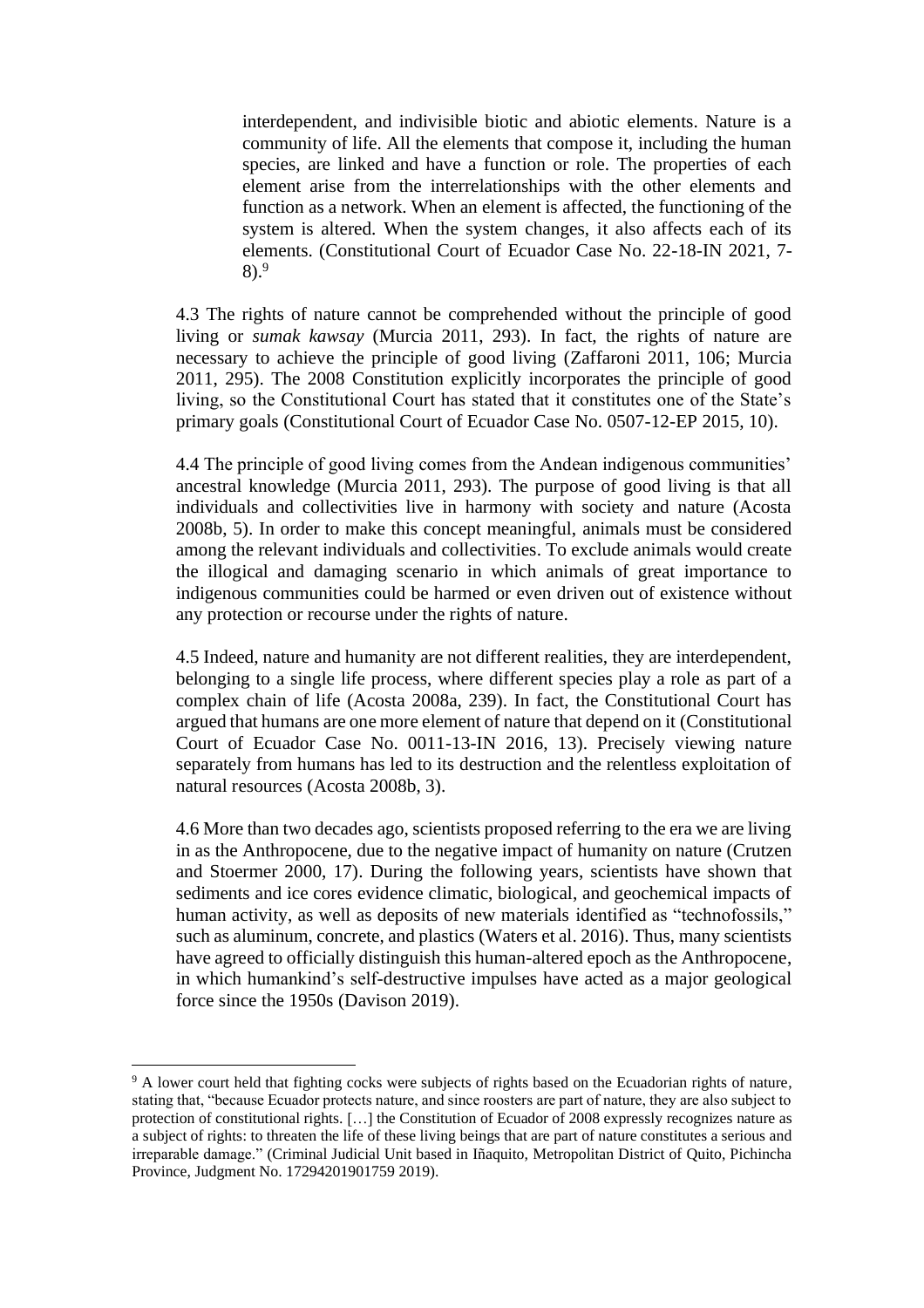> interdependent, and indivisible biotic and abiotic elements. Nature is a community of life. All the elements that compose it, including the human species, are linked and have a function or role. The properties of each element arise from the interrelationships with the other elements and function as a network. When an element is affected, the functioning of the system is altered. When the system changes, it also affects each of its elements. (Constitutional Court of Ecuador Case No. 22-18-IN 2021, 7-8).[9]

4.3 The rights of nature cannot be comprehended without the principle of good living or *sumak kawsay* (Murcia 2011, 293). In fact, the rights of nature are necessary to achieve the principle of good living (Zaffaroni 2011, 106; Murcia 2011, 295). The 2008 Constitution explicitly incorporates the principle of good living, so the Constitutional Court has stated that it constitutes one of the State's primary goals (Constitutional Court of Ecuador Case No. 0507-12-EP 2015, 10).

4.4 The principle of good living comes from the Andean indigenous communities' ancestral knowledge (Murcia 2011, 293). The purpose of good living is that all individuals and collectivities live in harmony with society and nature (Acosta 2008b, 5). In order to make this concept meaningful, animals must be considered among the relevant individuals and collectivities. To exclude animals would create the illogical and damaging scenario in which animals of great importance to indigenous communities could be harmed or even driven out of existence without any protection or recourse under the rights of nature.

4.5 Indeed, nature and humanity are not different realities, they are interdependent, belonging to a single life process, where different species play a role as part of a complex chain of life (Acosta 2008a, 239). In fact, the Constitutional Court has argued that humans are one more element of nature that depend on it (Constitutional Court of Ecuador Case No. 0011-13-IN 2016, 13). Precisely viewing nature separately from humans has led to its destruction and the relentless exploitation of natural resources (Acosta 2008b, 3).

4.6 More than two decades ago, scientists proposed referring to the era we are living in as the Anthropocene, due to the negative impact of humanity on nature (Crutzen and Stoermer 2000, 17). During the following years, scientists have shown that sediments and ice cores evidence climatic, biological, and geochemical impacts of human activity, as well as deposits of new materials identified as "technofossils," such as aluminum, concrete, and plastics (Waters et al. 2016). Thus, many scientists have agreed to officially distinguish this human-altered epoch as the Anthropocene, in which humankind's self-destructive impulses have acted as a major geological force since the 1950s (Davison 2019).

---

[9] A lower court held that fighting cocks were subjects of rights based on the Ecuadorian rights of nature, stating that, "because Ecuador protects nature, and since roosters are part of nature, they are also subject to protection of constitutional rights. […] the Constitution of Ecuador of 2008 expressly recognizes nature as a subject of rights: to threaten the life of these living beings that are part of nature constitutes a serious and irreparable damage." (Criminal Judicial Unit based in Iñaquito, Metropolitan District of Quito, Pichincha Province, Judgment No. 17294201901759 2019).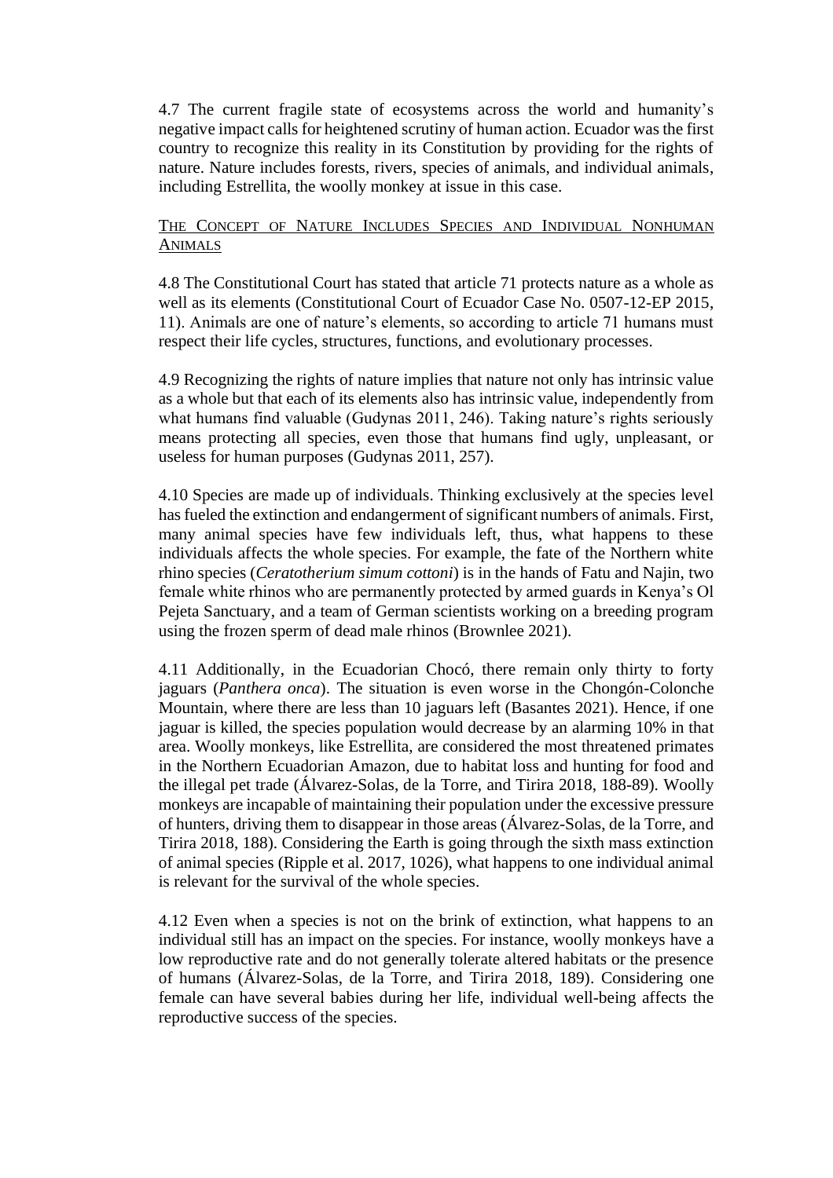4.7 The current fragile state of ecosystems across the world and humanity's negative impact calls for heightened scrutiny of human action. Ecuador was the first country to recognize this reality in its Constitution by providing for the rights of nature. Nature includes forests, rivers, species of animals, and individual animals, including Estrellita, the woolly monkey at issue in this case.

## THE CONCEPT OF NATURE INCLUDES SPECIES AND INDIVIDUAL NONHUMAN ANIMALS

4.8 The Constitutional Court has stated that article 71 protects nature as a whole as well as its elements (Constitutional Court of Ecuador Case No. 0507-12-EP 2015, 11). Animals are one of nature's elements, so according to article 71 humans must respect their life cycles, structures, functions, and evolutionary processes.

4.9 Recognizing the rights of nature implies that nature not only has intrinsic value as a whole but that each of its elements also has intrinsic value, independently from what humans find valuable (Gudynas 2011, 246). Taking nature's rights seriously means protecting all species, even those that humans find ugly, unpleasant, or useless for human purposes (Gudynas 2011, 257).

4.10 Species are made up of individuals. Thinking exclusively at the species level has fueled the extinction and endangerment of significant numbers of animals. First, many animal species have few individuals left, thus, what happens to these individuals affects the whole species. For example, the fate of the Northern white rhino species (*Ceratotherium simum cottoni*) is in the hands of Fatu and Najin, two female white rhinos who are permanently protected by armed guards in Kenya's Ol Pejeta Sanctuary, and a team of German scientists working on a breeding program using the frozen sperm of dead male rhinos (Brownlee 2021).

4.11 Additionally, in the Ecuadorian Chocó, there remain only thirty to forty jaguars (*Panthera onca*). The situation is even worse in the Chongón-Colonche Mountain, where there are less than 10 jaguars left (Basantes 2021). Hence, if one jaguar is killed, the species population would decrease by an alarming 10% in that area. Woolly monkeys, like Estrellita, are considered the most threatened primates in the Northern Ecuadorian Amazon, due to habitat loss and hunting for food and the illegal pet trade (Álvarez-Solas, de la Torre, and Tirira 2018, 188-89). Woolly monkeys are incapable of maintaining their population under the excessive pressure of hunters, driving them to disappear in those areas (Álvarez-Solas, de la Torre, and Tirira 2018, 188). Considering the Earth is going through the sixth mass extinction of animal species (Ripple et al. 2017, 1026), what happens to one individual animal is relevant for the survival of the whole species.

4.12 Even when a species is not on the brink of extinction, what happens to an individual still has an impact on the species. For instance, woolly monkeys have a low reproductive rate and do not generally tolerate altered habitats or the presence of humans (Álvarez-Solas, de la Torre, and Tirira 2018, 189). Considering one female can have several babies during her life, individual well-being affects the reproductive success of the species.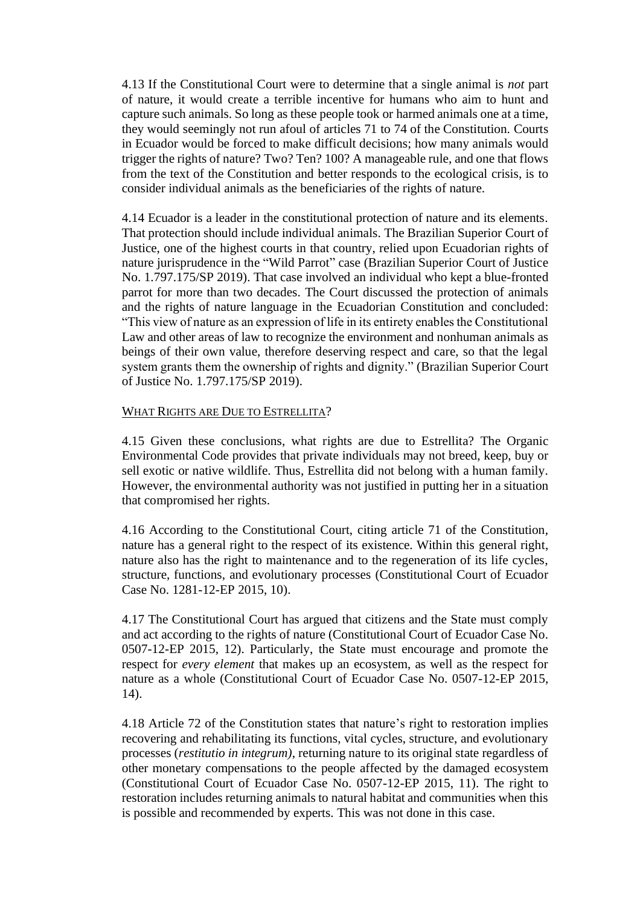4.13 If the Constitutional Court were to determine that a single animal is *not* part of nature, it would create a terrible incentive for humans who aim to hunt and capture such animals. So long as these people took or harmed animals one at a time, they would seemingly not run afoul of articles 71 to 74 of the Constitution. Courts in Ecuador would be forced to make difficult decisions; how many animals would trigger the rights of nature? Two? Ten? 100? A manageable rule, and one that flows from the text of the Constitution and better responds to the ecological crisis, is to consider individual animals as the beneficiaries of the rights of nature.

4.14 Ecuador is a leader in the constitutional protection of nature and its elements. That protection should include individual animals. The Brazilian Superior Court of Justice, one of the highest courts in that country, relied upon Ecuadorian rights of nature jurisprudence in the "Wild Parrot" case (Brazilian Superior Court of Justice No. 1.797.175/SP 2019). That case involved an individual who kept a blue-fronted parrot for more than two decades. The Court discussed the protection of animals and the rights of nature language in the Ecuadorian Constitution and concluded: "This view of nature as an expression of life in its entirety enables the Constitutional Law and other areas of law to recognize the environment and nonhuman animals as beings of their own value, therefore deserving respect and care, so that the legal system grants them the ownership of rights and dignity." (Brazilian Superior Court of Justice No. 1.797.175/SP 2019).

## WHAT RIGHTS ARE DUE TO ESTRELLITA?

4.15 Given these conclusions, what rights are due to Estrellita? The Organic Environmental Code provides that private individuals may not breed, keep, buy or sell exotic or native wildlife. Thus, Estrellita did not belong with a human family. However, the environmental authority was not justified in putting her in a situation that compromised her rights.

4.16 According to the Constitutional Court, citing article 71 of the Constitution, nature has a general right to the respect of its existence. Within this general right, nature also has the right to maintenance and to the regeneration of its life cycles, structure, functions, and evolutionary processes (Constitutional Court of Ecuador Case No. 1281-12-EP 2015, 10).

4.17 The Constitutional Court has argued that citizens and the State must comply and act according to the rights of nature (Constitutional Court of Ecuador Case No. 0507-12-EP 2015, 12). Particularly, the State must encourage and promote the respect for *every element* that makes up an ecosystem, as well as the respect for nature as a whole (Constitutional Court of Ecuador Case No. 0507-12-EP 2015, 14).

4.18 Article 72 of the Constitution states that nature's right to restoration implies recovering and rehabilitating its functions, vital cycles, structure, and evolutionary processes (*restitutio in integrum)*, returning nature to its original state regardless of other monetary compensations to the people affected by the damaged ecosystem (Constitutional Court of Ecuador Case No. 0507-12-EP 2015, 11). The right to restoration includes returning animals to natural habitat and communities when this is possible and recommended by experts. This was not done in this case.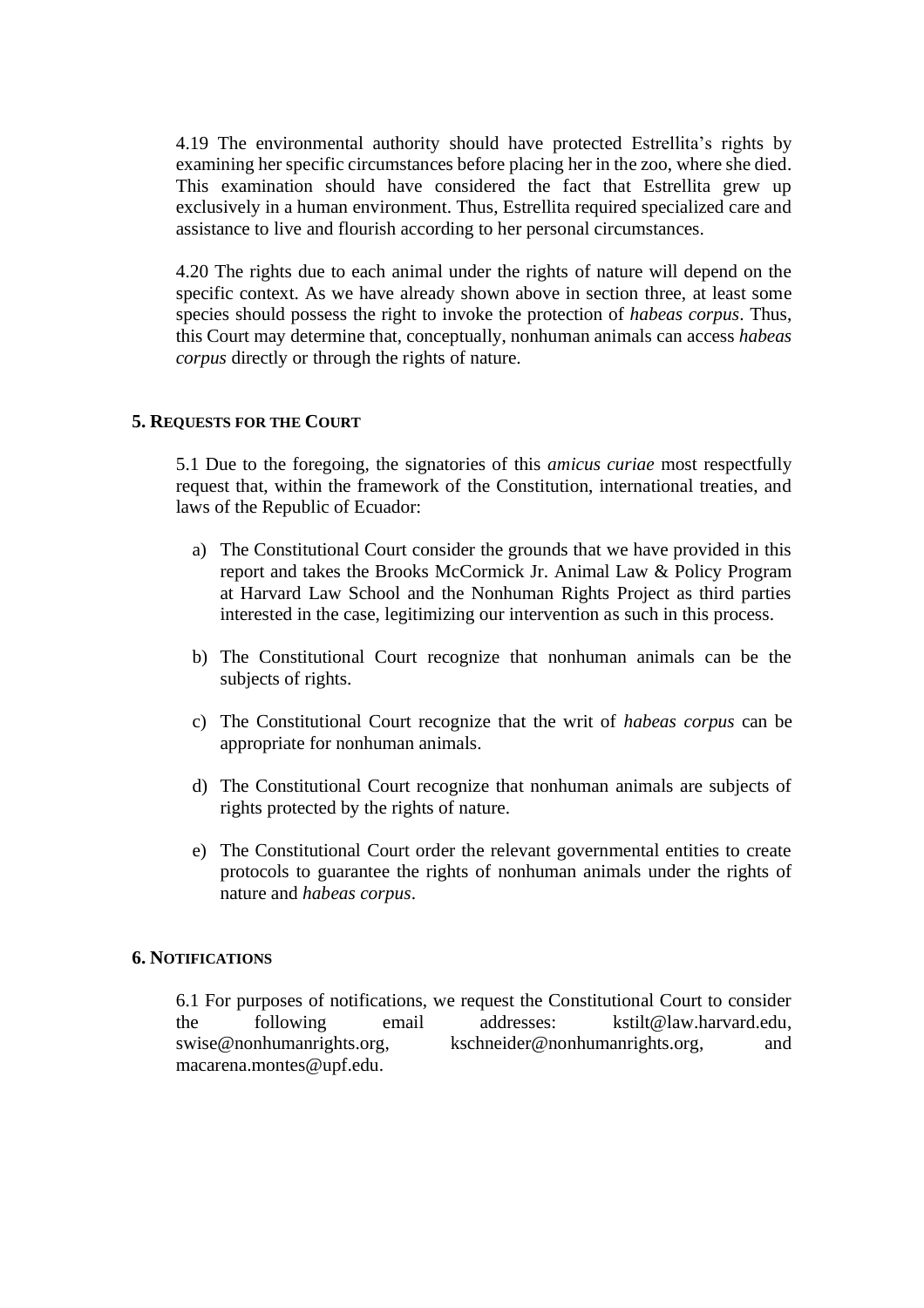4.19 The environmental authority should have protected Estrellita's rights by examining her specific circumstances before placing her in the zoo, where she died. This examination should have considered the fact that Estrellita grew up exclusively in a human environment. Thus, Estrellita required specialized care and assistance to live and flourish according to her personal circumstances.

4.20 The rights due to each animal under the rights of nature will depend on the specific context. As we have already shown above in section three, at least some species should possess the right to invoke the protection of *habeas corpus*. Thus, this Court may determine that, conceptually, nonhuman animals can access *habeas corpus* directly or through the rights of nature.

## 5. Requests for the Court

5.1 Due to the foregoing, the signatories of this *amicus curiae* most respectfully request that, within the framework of the Constitution, international treaties, and laws of the Republic of Ecuador:

a) The Constitutional Court consider the grounds that we have provided in this report and takes the Brooks McCormick Jr. Animal Law & Policy Program at Harvard Law School and the Nonhuman Rights Project as third parties interested in the case, legitimizing our intervention as such in this process.

b) The Constitutional Court recognize that nonhuman animals can be the subjects of rights.

c) The Constitutional Court recognize that the writ of *habeas corpus* can be appropriate for nonhuman animals.

d) The Constitutional Court recognize that nonhuman animals are subjects of rights protected by the rights of nature.

e) The Constitutional Court order the relevant governmental entities to create protocols to guarantee the rights of nonhuman animals under the rights of nature and *habeas corpus*.

## 6. Notifications

6.1 For purposes of notifications, we request the Constitutional Court to consider the following email addresses: kstilt@law.harvard.edu, swise@nonhumanrights.org, kschneider@nonhumanrights.org, and macarena.montes@upf.edu.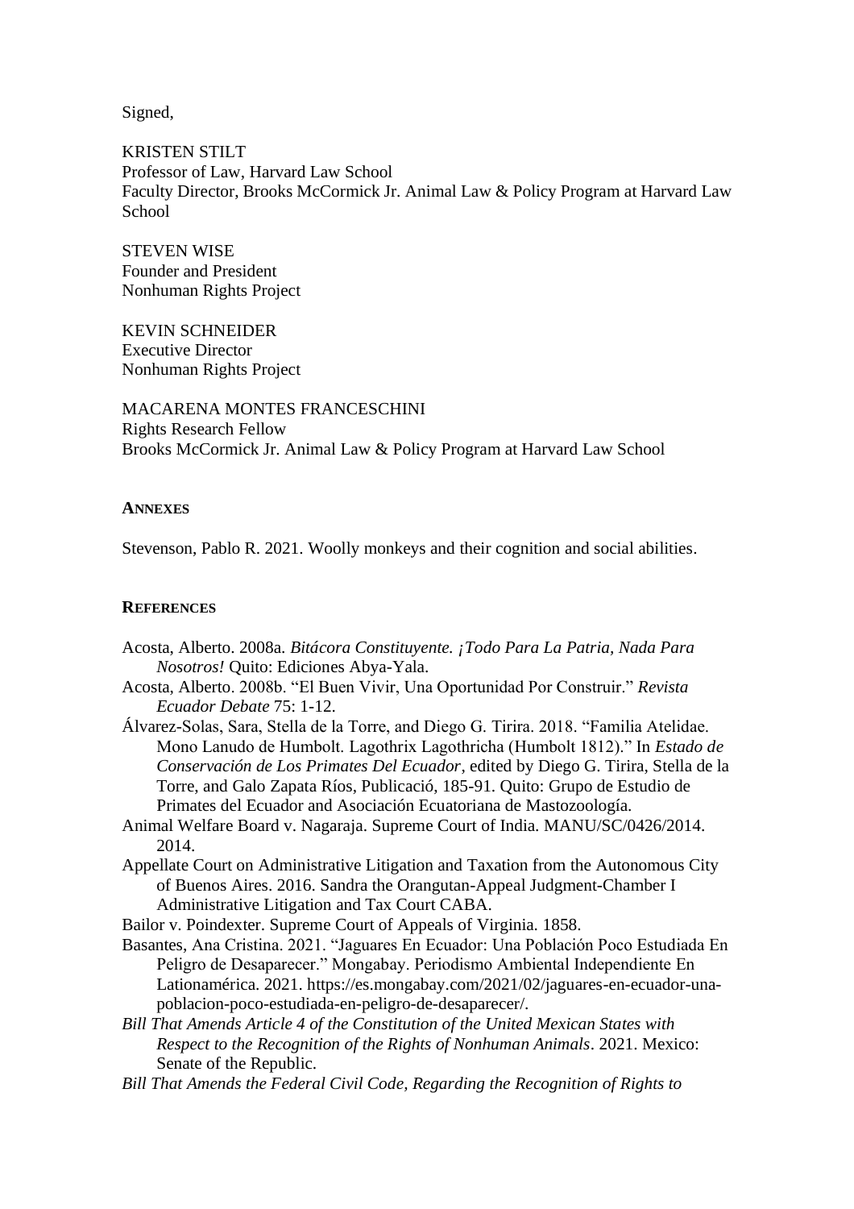Signed,

KRISTEN STILT
Professor of Law, Harvard Law School
Faculty Director, Brooks McCormick Jr. Animal Law & Policy Program at Harvard Law School

STEVEN WISE
Founder and President
Nonhuman Rights Project

KEVIN SCHNEIDER
Executive Director
Nonhuman Rights Project

MACARENA MONTES FRANCESCHINI
Rights Research Fellow
Brooks McCormick Jr. Animal Law & Policy Program at Harvard Law School

## ANNEXES

Stevenson, Pablo R. 2021. Woolly monkeys and their cognition and social abilities.

## REFERENCES

Acosta, Alberto. 2008a. *Bitácora Constituyente. ¡Todo Para La Patria, Nada Para Nosotros!* Quito: Ediciones Abya-Yala.

Acosta, Alberto. 2008b. "El Buen Vivir, Una Oportunidad Por Construir." *Revista Ecuador Debate* 75: 1-12.

Álvarez-Solas, Sara, Stella de la Torre, and Diego G. Tirira. 2018. "Familia Atelidae. Mono Lanudo de Humbolt. Lagothrix Lagothricha (Humbolt 1812)." In *Estado de Conservación de Los Primates Del Ecuador*, edited by Diego G. Tirira, Stella de la Torre, and Galo Zapata Ríos, Publicació, 185-91. Quito: Grupo de Estudio de Primates del Ecuador and Asociación Ecuatoriana de Mastozoología.

Animal Welfare Board v. Nagaraja. Supreme Court of India. MANU/SC/0426/2014. 2014.

Appellate Court on Administrative Litigation and Taxation from the Autonomous City of Buenos Aires. 2016. Sandra the Orangutan-Appeal Judgment-Chamber I Administrative Litigation and Tax Court CABA.

Bailor v. Poindexter. Supreme Court of Appeals of Virginia. 1858.

Basantes, Ana Cristina. 2021. "Jaguares En Ecuador: Una Población Poco Estudiada En Peligro de Desaparecer." Mongabay. Periodismo Ambiental Independiente En Lationamérica. 2021. https://es.mongabay.com/2021/02/jaguares-en-ecuador-una-poblacion-poco-estudiada-en-peligro-de-desaparecer/.

*Bill That Amends Article 4 of the Constitution of the United Mexican States with Respect to the Recognition of the Rights of Nonhuman Animals*. 2021. Mexico: Senate of the Republic.

*Bill That Amends the Federal Civil Code, Regarding the Recognition of Rights to*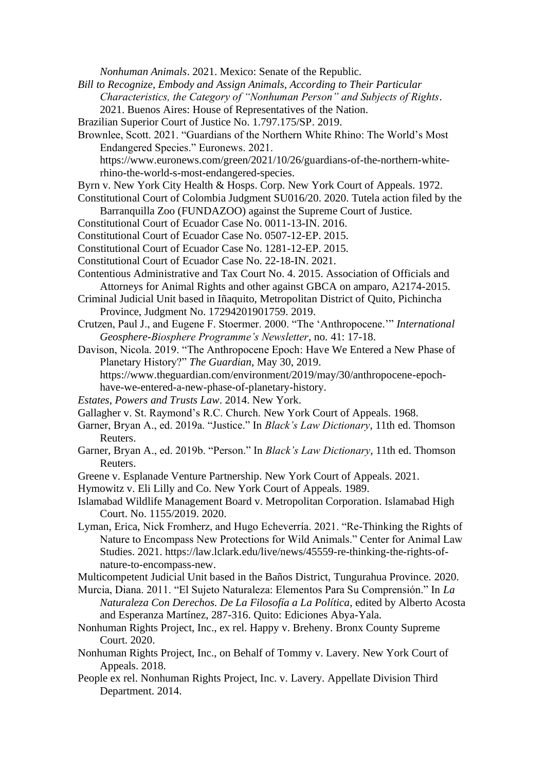*Nonhuman Animals*. 2021. Mexico: Senate of the Republic.

*Bill to Recognize, Embody and Assign Animals, According to Their Particular Characteristics, the Category of "Nonhuman Person" and Subjects of Rights*. 2021. Buenos Aires: House of Representatives of the Nation.

Brazilian Superior Court of Justice No. 1.797.175/SP. 2019.

Brownlee, Scott. 2021. "Guardians of the Northern White Rhino: The World's Most Endangered Species." Euronews. 2021. https://www.euronews.com/green/2021/10/26/guardians-of-the-northern-white-rhino-the-world-s-most-endangered-species.

Byrn v. New York City Health & Hosps. Corp. New York Court of Appeals. 1972.

Constitutional Court of Colombia Judgment SU016/20. 2020. Tutela action filed by the Barranquilla Zoo (FUNDAZOO) against the Supreme Court of Justice.

Constitutional Court of Ecuador Case No. 0011-13-IN. 2016.

Constitutional Court of Ecuador Case No. 0507-12-EP. 2015.

Constitutional Court of Ecuador Case No. 1281-12-EP. 2015.

Constitutional Court of Ecuador Case No. 22-18-IN. 2021.

Contentious Administrative and Tax Court No. 4. 2015. Association of Officials and Attorneys for Animal Rights and other against GBCA on amparo, A2174-2015.

Criminal Judicial Unit based in Iñaquito, Metropolitan District of Quito, Pichincha Province, Judgment No. 17294201901759. 2019.

Crutzen, Paul J., and Eugene F. Stoermer. 2000. "The 'Anthropocene.'" *International Geosphere-Biosphere Programme's Newsletter*, no. 41: 17-18.

Davison, Nicola. 2019. "The Anthropocene Epoch: Have We Entered a New Phase of Planetary History?" *The Guardian*, May 30, 2019. https://www.theguardian.com/environment/2019/may/30/anthropocene-epoch-have-we-entered-a-new-phase-of-planetary-history.

*Estates, Powers and Trusts Law*. 2014. New York.

Gallagher v. St. Raymond's R.C. Church. New York Court of Appeals. 1968.

Garner, Bryan A., ed. 2019a. "Justice." In *Black's Law Dictionary*, 11th ed. Thomson Reuters.

Garner, Bryan A., ed. 2019b. "Person." In *Black's Law Dictionary*, 11th ed. Thomson Reuters.

Greene v. Esplanade Venture Partnership. New York Court of Appeals. 2021.

Hymowitz v. Eli Lilly and Co. New York Court of Appeals. 1989.

Islamabad Wildlife Management Board v. Metropolitan Corporation. Islamabad High Court. No. 1155/2019. 2020.

Lyman, Erica, Nick Fromherz, and Hugo Echeverría. 2021. "Re-Thinking the Rights of Nature to Encompass New Protections for Wild Animals." Center for Animal Law Studies. 2021. https://law.lclark.edu/live/news/45559-re-thinking-the-rights-of-nature-to-encompass-new.

Multicompetent Judicial Unit based in the Baños District, Tungurahua Province. 2020.

Murcia, Diana. 2011. "El Sujeto Naturaleza: Elementos Para Su Comprensión." In *La Naturaleza Con Derechos. De La Filosofía a La Política*, edited by Alberto Acosta and Esperanza Martínez, 287-316. Quito: Ediciones Abya-Yala.

Nonhuman Rights Project, Inc., ex rel. Happy v. Breheny. Bronx County Supreme Court. 2020.

Nonhuman Rights Project, Inc., on Behalf of Tommy v. Lavery. New York Court of Appeals. 2018.

People ex rel. Nonhuman Rights Project, Inc. v. Lavery. Appellate Division Third Department. 2014.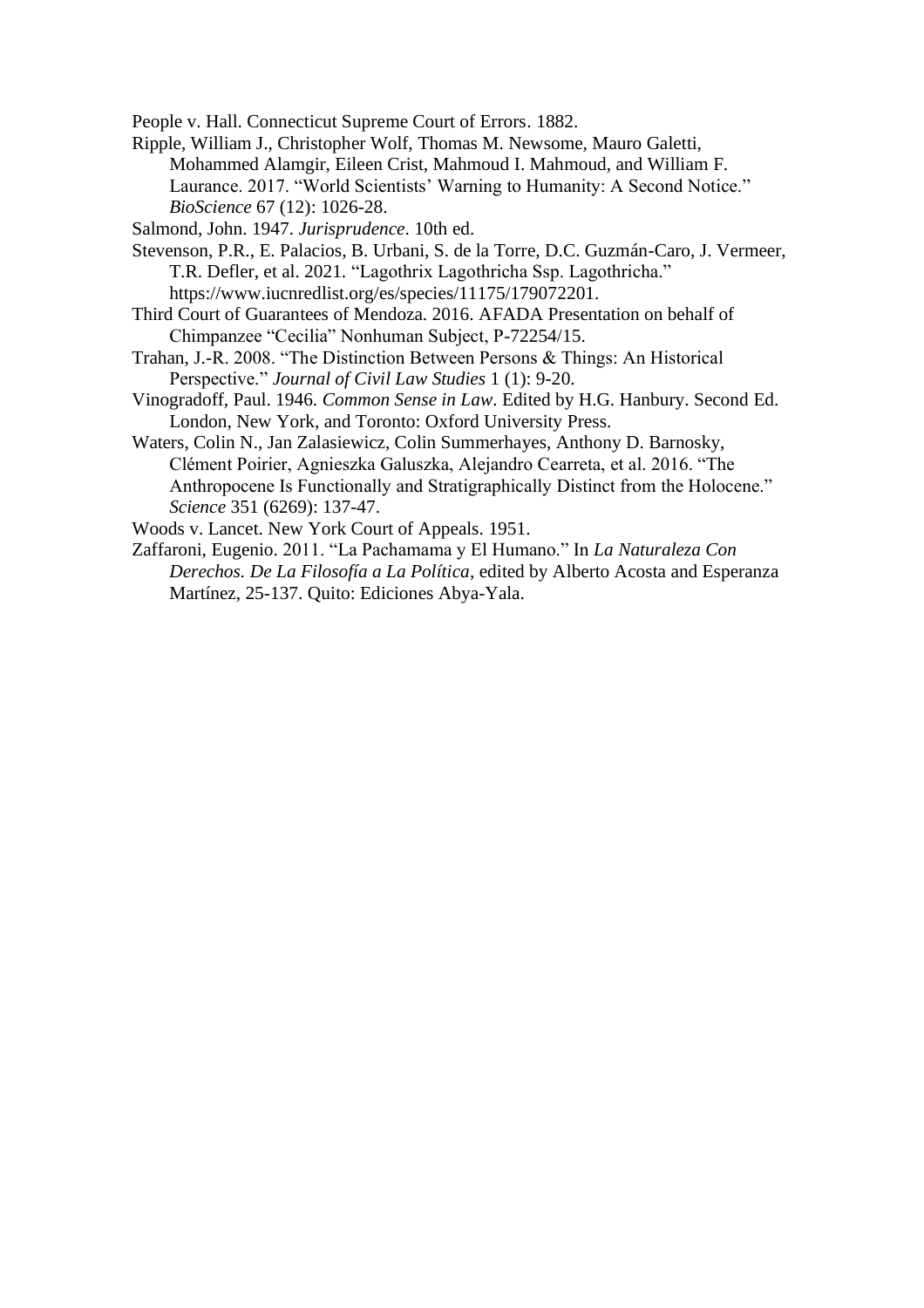People v. Hall. Connecticut Supreme Court of Errors. 1882.

Ripple, William J., Christopher Wolf, Thomas M. Newsome, Mauro Galetti, Mohammed Alamgir, Eileen Crist, Mahmoud I. Mahmoud, and William F. Laurance. 2017. "World Scientists' Warning to Humanity: A Second Notice." *BioScience* 67 (12): 1026-28.

Salmond, John. 1947. *Jurisprudence*. 10th ed.

Stevenson, P.R., E. Palacios, B. Urbani, S. de la Torre, D.C. Guzmán-Caro, J. Vermeer, T.R. Defler, et al. 2021. "Lagothrix Lagothricha Ssp. Lagothricha." https://www.iucnredlist.org/es/species/11175/179072201.

Third Court of Guarantees of Mendoza. 2016. AFADA Presentation on behalf of Chimpanzee "Cecilia" Nonhuman Subject, P-72254/15.

Trahan, J.-R. 2008. "The Distinction Between Persons & Things: An Historical Perspective." *Journal of Civil Law Studies* 1 (1): 9-20.

Vinogradoff, Paul. 1946. *Common Sense in Law*. Edited by H.G. Hanbury. Second Ed. London, New York, and Toronto: Oxford University Press.

Waters, Colin N., Jan Zalasiewicz, Colin Summerhayes, Anthony D. Barnosky, Clément Poirier, Agnieszka Galuszka, Alejandro Cearreta, et al. 2016. "The Anthropocene Is Functionally and Stratigraphically Distinct from the Holocene." *Science* 351 (6269): 137-47.

Woods v. Lancet. New York Court of Appeals. 1951.

Zaffaroni, Eugenio. 2011. "La Pachamama y El Humano." In *La Naturaleza Con Derechos. De La Filosofía a La Política*, edited by Alberto Acosta and Esperanza Martínez, 25-137. Quito: Ediciones Abya-Yala.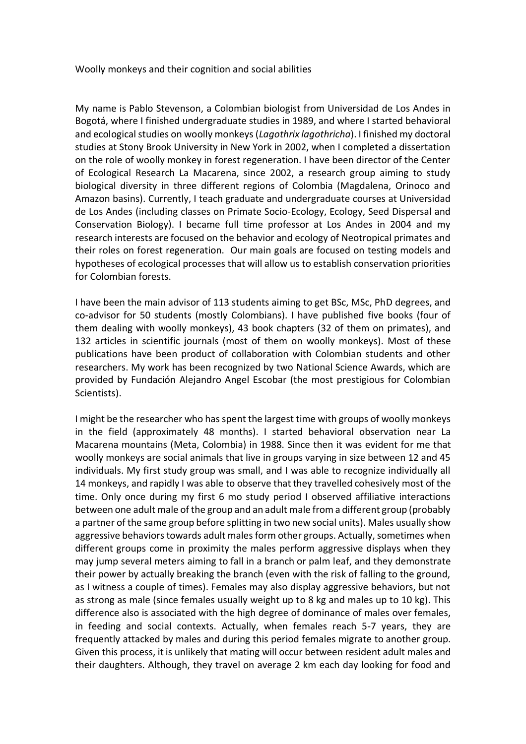Woolly monkeys and their cognition and social abilities

My name is Pablo Stevenson, a Colombian biologist from Universidad de Los Andes in Bogotá, where I finished undergraduate studies in 1989, and where I started behavioral and ecological studies on woolly monkeys (*Lagothrix lagothricha*). I finished my doctoral studies at Stony Brook University in New York in 2002, when I completed a dissertation on the role of woolly monkey in forest regeneration. I have been director of the Center of Ecological Research La Macarena, since 2002, a research group aiming to study biological diversity in three different regions of Colombia (Magdalena, Orinoco and Amazon basins). Currently, I teach graduate and undergraduate courses at Universidad de Los Andes (including classes on Primate Socio-Ecology, Ecology, Seed Dispersal and Conservation Biology). I became full time professor at Los Andes in 2004 and my research interests are focused on the behavior and ecology of Neotropical primates and their roles on forest regeneration. Our main goals are focused on testing models and hypotheses of ecological processes that will allow us to establish conservation priorities for Colombian forests.

I have been the main advisor of 113 students aiming to get BSc, MSc, PhD degrees, and co-advisor for 50 students (mostly Colombians). I have published five books (four of them dealing with woolly monkeys), 43 book chapters (32 of them on primates), and 132 articles in scientific journals (most of them on woolly monkeys). Most of these publications have been product of collaboration with Colombian students and other researchers. My work has been recognized by two National Science Awards, which are provided by Fundación Alejandro Angel Escobar (the most prestigious for Colombian Scientists).

I might be the researcher who has spent the largest time with groups of woolly monkeys in the field (approximately 48 months). I started behavioral observation near La Macarena mountains (Meta, Colombia) in 1988. Since then it was evident for me that woolly monkeys are social animals that live in groups varying in size between 12 and 45 individuals. My first study group was small, and I was able to recognize individually all 14 monkeys, and rapidly I was able to observe that they travelled cohesively most of the time. Only once during my first 6 mo study period I observed affiliative interactions between one adult male of the group and an adult male from a different group (probably a partner of the same group before splitting in two new social units). Males usually show aggressive behaviors towards adult males form other groups. Actually, sometimes when different groups come in proximity the males perform aggressive displays when they may jump several meters aiming to fall in a branch or palm leaf, and they demonstrate their power by actually breaking the branch (even with the risk of falling to the ground, as I witness a couple of times). Females may also display aggressive behaviors, but not as strong as male (since females usually weight up to 8 kg and males up to 10 kg). This difference also is associated with the high degree of dominance of males over females, in feeding and social contexts. Actually, when females reach 5-7 years, they are frequently attacked by males and during this period females migrate to another group. Given this process, it is unlikely that mating will occur between resident adult males and their daughters. Although, they travel on average 2 km each day looking for food and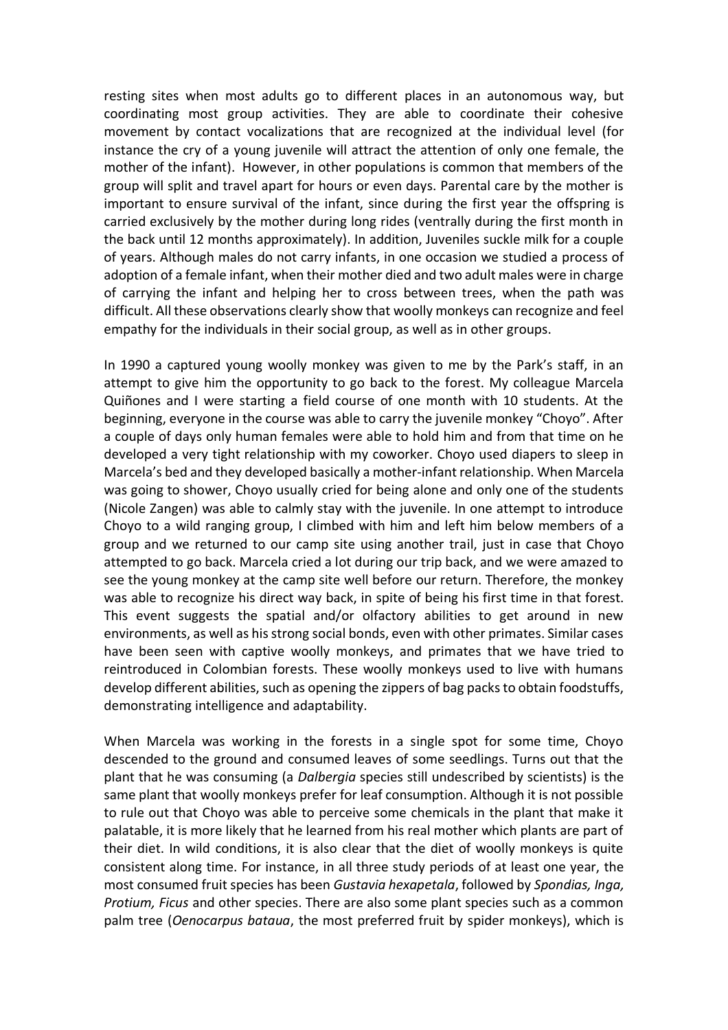resting sites when most adults go to different places in an autonomous way, but coordinating most group activities. They are able to coordinate their cohesive movement by contact vocalizations that are recognized at the individual level (for instance the cry of a young juvenile will attract the attention of only one female, the mother of the infant). However, in other populations is common that members of the group will split and travel apart for hours or even days. Parental care by the mother is important to ensure survival of the infant, since during the first year the offspring is carried exclusively by the mother during long rides (ventrally during the first month in the back until 12 months approximately). In addition, Juveniles suckle milk for a couple of years. Although males do not carry infants, in one occasion we studied a process of adoption of a female infant, when their mother died and two adult males were in charge of carrying the infant and helping her to cross between trees, when the path was difficult. All these observations clearly show that woolly monkeys can recognize and feel empathy for the individuals in their social group, as well as in other groups.

In 1990 a captured young woolly monkey was given to me by the Park's staff, in an attempt to give him the opportunity to go back to the forest. My colleague Marcela Quiñones and I were starting a field course of one month with 10 students. At the beginning, everyone in the course was able to carry the juvenile monkey "Choyo". After a couple of days only human females were able to hold him and from that time on he developed a very tight relationship with my coworker. Choyo used diapers to sleep in Marcela's bed and they developed basically a mother-infant relationship. When Marcela was going to shower, Choyo usually cried for being alone and only one of the students (Nicole Zangen) was able to calmly stay with the juvenile. In one attempt to introduce Choyo to a wild ranging group, I climbed with him and left him below members of a group and we returned to our camp site using another trail, just in case that Choyo attempted to go back. Marcela cried a lot during our trip back, and we were amazed to see the young monkey at the camp site well before our return. Therefore, the monkey was able to recognize his direct way back, in spite of being his first time in that forest. This event suggests the spatial and/or olfactory abilities to get around in new environments, as well as his strong social bonds, even with other primates. Similar cases have been seen with captive woolly monkeys, and primates that we have tried to reintroduced in Colombian forests. These woolly monkeys used to live with humans develop different abilities, such as opening the zippers of bag packs to obtain foodstuffs, demonstrating intelligence and adaptability.

When Marcela was working in the forests in a single spot for some time, Choyo descended to the ground and consumed leaves of some seedlings. Turns out that the plant that he was consuming (a *Dalbergia* species still undescribed by scientists) is the same plant that woolly monkeys prefer for leaf consumption. Although it is not possible to rule out that Choyo was able to perceive some chemicals in the plant that make it palatable, it is more likely that he learned from his real mother which plants are part of their diet. In wild conditions, it is also clear that the diet of woolly monkeys is quite consistent along time. For instance, in all three study periods of at least one year, the most consumed fruit species has been *Gustavia hexapetala*, followed by *Spondias, Inga, Protium, Ficus* and other species. There are also some plant species such as a common palm tree (*Oenocarpus bataua*, the most preferred fruit by spider monkeys), which is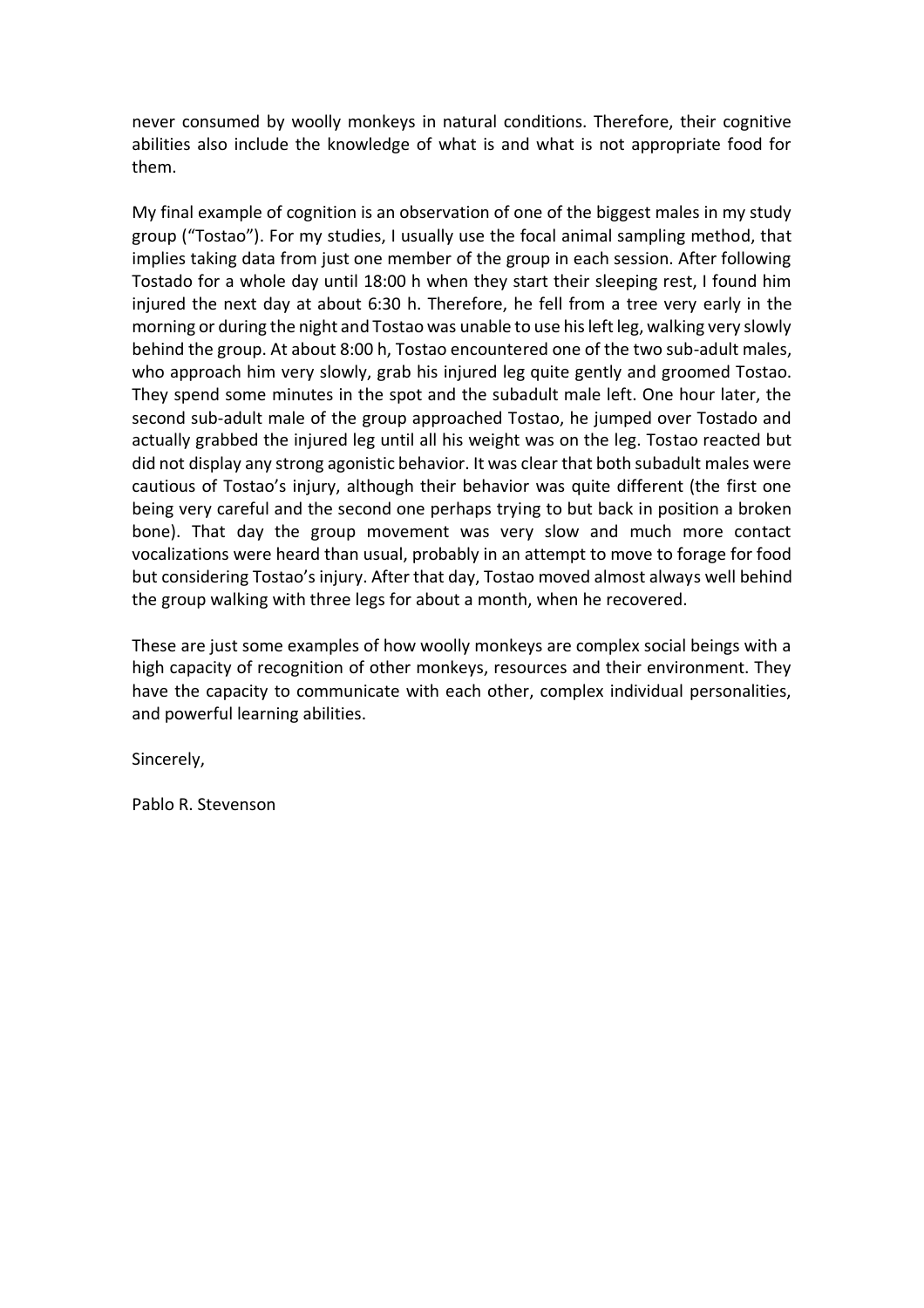never consumed by woolly monkeys in natural conditions. Therefore, their cognitive abilities also include the knowledge of what is and what is not appropriate food for them.

My final example of cognition is an observation of one of the biggest males in my study group ("Tostao"). For my studies, I usually use the focal animal sampling method, that implies taking data from just one member of the group in each session. After following Tostado for a whole day until 18:00 h when they start their sleeping rest, I found him injured the next day at about 6:30 h. Therefore, he fell from a tree very early in the morning or during the night and Tostao was unable to use his left leg, walking very slowly behind the group. At about 8:00 h, Tostao encountered one of the two sub-adult males, who approach him very slowly, grab his injured leg quite gently and groomed Tostao. They spend some minutes in the spot and the subadult male left. One hour later, the second sub-adult male of the group approached Tostao, he jumped over Tostado and actually grabbed the injured leg until all his weight was on the leg. Tostao reacted but did not display any strong agonistic behavior. It was clear that both subadult males were cautious of Tostao's injury, although their behavior was quite different (the first one being very careful and the second one perhaps trying to but back in position a broken bone). That day the group movement was very slow and much more contact vocalizations were heard than usual, probably in an attempt to move to forage for food but considering Tostao's injury. After that day, Tostao moved almost always well behind the group walking with three legs for about a month, when he recovered.

These are just some examples of how woolly monkeys are complex social beings with a high capacity of recognition of other monkeys, resources and their environment. They have the capacity to communicate with each other, complex individual personalities, and powerful learning abilities.

Sincerely,

Pablo R. Stevenson